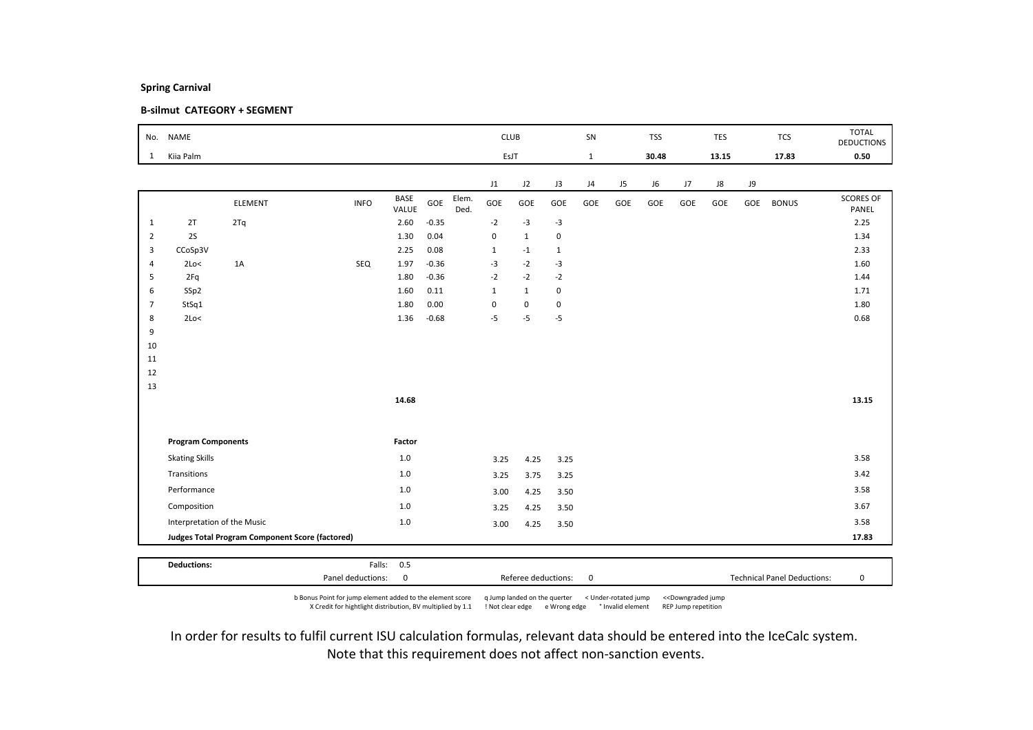**Spring Carnival**

**B-silmut CATEGORY + SEGMENT**

| No. | NAME | CLUB | SN | TSS | TES | TCS | TOTAL DEDUCTIONS |
|---|---|---|---|---|---|---|---|
| 1 | Kiia Palm | EsJT | 1 | 30.48 | 13.15 | 17.83 | 0.50 |

| | | ELEMENT | INFO | BASE VALUE | GOE | Elem. Ded. | J1 GOE | J2 GOE | J3 GOE | J4 GOE | J5 GOE | J6 GOE | J7 GOE | J8 GOE | J9 GOE | BONUS | SCORES OF PANEL |
|---|---|---|---|---|---|---|---|---|---|---|---|---|---|---|---|---|---|
| 1 | 2T | 2Tq | | 2.60 | -0.35 | | -2 | -3 | -3 | | | | | | | | 2.25 |
| 2 | 2S | | | 1.30 | 0.04 | | 0 | 1 | 0 | | | | | | | | 1.34 |
| 3 | CCoSp3V | | | 2.25 | 0.08 | | 1 | -1 | 1 | | | | | | | | 2.33 |
| 4 | 2Lo< | 1A | SEQ | 1.97 | -0.36 | | -3 | -2 | -3 | | | | | | | | 1.60 |
| 5 | 2Fq | | | 1.80 | -0.36 | | -2 | -2 | -2 | | | | | | | | 1.44 |
| 6 | SSp2 | | | 1.60 | 0.11 | | 1 | 1 | 0 | | | | | | | | 1.71 |
| 7 | StSq1 | | | 1.80 | 0.00 | | 0 | 0 | 0 | | | | | | | | 1.80 |
| 8 | 2Lo< | | | 1.36 | -0.68 | | -5 | -5 | -5 | | | | | | | | 0.68 |
| 9 | | | | | | | | | | | | | | | | | |
| 10 | | | | | | | | | | | | | | | | | |
| 11 | | | | | | | | | | | | | | | | | |
| 12 | | | | | | | | | | | | | | | | | |
| 13 | | | | | | | | | | | | | | | | | |
| | | | | 14.68 | | | | | | | | | | | | | 13.15 |

| Program Components | Factor | J1 | J2 | J3 | J4 | J5 | J6 | J7 | J8 | J9 | SCORES OF PANEL |
|---|---|---|---|---|---|---|---|---|---|---|---|
| Skating Skills | 1.0 | 3.25 | 4.25 | 3.25 | | | | | | | 3.58 |
| Transitions | 1.0 | 3.25 | 3.75 | 3.25 | | | | | | | 3.42 |
| Performance | 1.0 | 3.00 | 4.25 | 3.50 | | | | | | | 3.58 |
| Composition | 1.0 | 3.25 | 4.25 | 3.50 | | | | | | | 3.67 |
| Interpretation of the Music | 1.0 | 3.00 | 4.25 | 3.50 | | | | | | | 3.58 |
| **Judges Total Program Component Score (factored)** | | | | | | | | | | | **17.83** |

| **Deductions:** | Falls: 0.5 | | |
|---|---|---|---|
| | Panel deductions: 0 | Referee deductions: 0 | Technical Panel Deductions: 0 |

b Bonus Point for jump element added to the element score &nbsp; q Jump landed on the querter &nbsp; < Under-rotated jump &nbsp; << Downgraded jump
X Credit for hightlight distribution, BV multiplied by 1.1 &nbsp; ! Not clear edge &nbsp; e Wrong edge &nbsp; * Invalid element &nbsp; REP Jump repetition

In order for results to fulfil current ISU calculation formulas, relevant data should be entered into the IceCalc system.
Note that this requirement does not affect non-sanction events.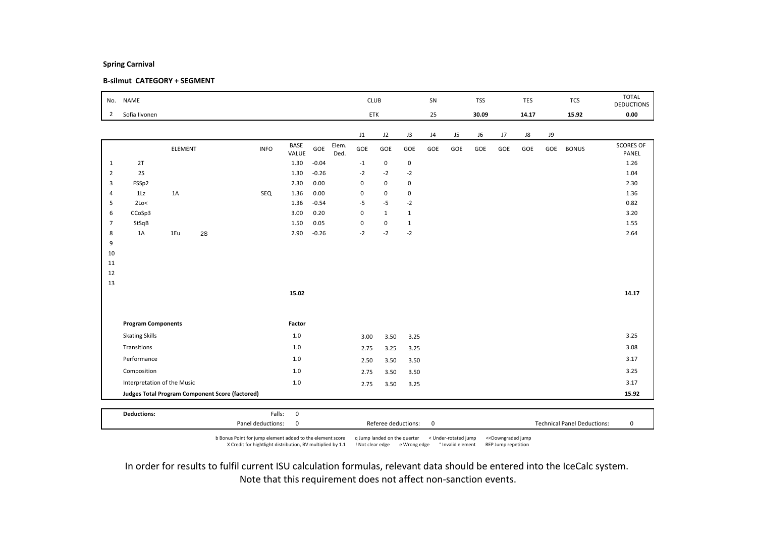**Spring Carnival**

**B-silmut CATEGORY + SEGMENT**

| No. | NAME | CLUB | SN | TSS | TES | TCS | TOTAL DEDUCTIONS |
|---|---|---|---|---|---|---|---|
| 2 | Sofia Ilvonen | ETK | 25 | **30.09** | **14.17** | **15.92** | **0.00** |

| | ELEMENT | | | INFO | BASE VALUE | GOE | Elem. Ded. | J1 GOE | J2 GOE | J3 GOE | J4 GOE | J5 GOE | J6 GOE | J7 GOE | J8 GOE | J9 GOE | BONUS | SCORES OF PANEL |
|---|---|---|---|---|---|---|---|---|---|---|---|---|---|---|---|---|---|---|
| 1 | 2T | | | | 1.30 | -0.04 | | -1 | 0 | 0 | | | | | | | | 1.26 |
| 2 | 2S | | | | 1.30 | -0.26 | | -2 | -2 | -2 | | | | | | | | 1.04 |
| 3 | FSSp2 | | | | 2.30 | 0.00 | | 0 | 0 | 0 | | | | | | | | 2.30 |
| 4 | 1Lz | 1A | | SEQ | 1.36 | 0.00 | | 0 | 0 | 0 | | | | | | | | 1.36 |
| 5 | 2Lo< | | | | 1.36 | -0.54 | | -5 | -5 | -2 | | | | | | | | 0.82 |
| 6 | CCoSp3 | | | | 3.00 | 0.20 | | 0 | 1 | 1 | | | | | | | | 3.20 |
| 7 | StSqB | | | | 1.50 | 0.05 | | 0 | 0 | 1 | | | | | | | | 1.55 |
| 8 | 1A | 1Eu | 2S | | 2.90 | -0.26 | | -2 | -2 | -2 | | | | | | | | 2.64 |
| 9 | | | | | | | | | | | | | | | | | | |
| 10 | | | | | | | | | | | | | | | | | | |
| 11 | | | | | | | | | | | | | | | | | | |
| 12 | | | | | | | | | | | | | | | | | | |
| 13 | | | | | | | | | | | | | | | | | | |
| | | | | | **15.02** | | | | | | | | | | | | | **14.17** |

| **Program Components** | **Factor** | J1 | J2 | J3 | SCORES OF PANEL |
|---|---|---|---|---|---|
| Skating Skills | 1.0 | 3.00 | 3.50 | 3.25 | 3.25 |
| Transitions | 1.0 | 2.75 | 3.25 | 3.25 | 3.08 |
| Performance | 1.0 | 2.50 | 3.50 | 3.50 | 3.17 |
| Composition | 1.0 | 2.75 | 3.50 | 3.50 | 3.25 |
| Interpretation of the Music | 1.0 | 2.75 | 3.50 | 3.25 | 3.17 |
| **Judges Total Program Component Score (factored)** | | | | | **15.92** |

| **Deductions:** | Falls: | 0 | | | | |
|---|---|---|---|---|---|---|
| | Panel deductions: | 0 | Referee deductions: | 0 | Technical Panel Deductions: | 0 |

b Bonus Point for jump element added to the element score  q Jump landed on the querter  < Under-rotated jump  <<Downgraded jump
X Credit for hightlight distribution, BV multiplied by 1.1  ! Not clear edge  e Wrong edge  * Invalid element  REP Jump repetition

In order for results to fulfil current ISU calculation formulas, relevant data should be entered into the IceCalc system.
Note that this requirement does not affect non-sanction events.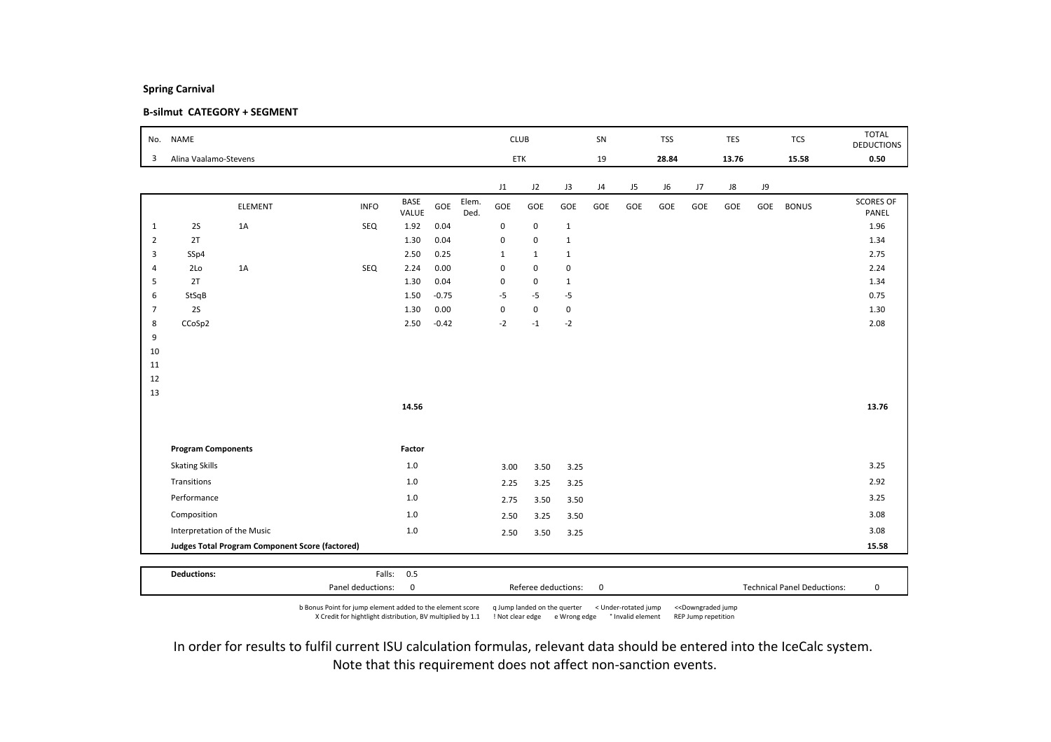**Spring Carnival**

**B-silmut CATEGORY + SEGMENT**

| No. | NAME | CLUB | SN | TSS | TES | TCS | TOTAL DEDUCTIONS |
|---|---|---|---|---|---|---|---|
| 3 | Alina Vaalamo-Stevens | ETK | 19 | 28.84 | 13.76 | 15.58 | 0.50 |

| | | ELEMENT | INFO | BASE VALUE | GOE | Elem. Ded. | J1 GOE | J2 GOE | J3 GOE | J4 GOE | J5 GOE | J6 GOE | J7 GOE | J8 GOE | J9 GOE | BONUS | SCORES OF PANEL |
|---|---|---|---|---|---|---|---|---|---|---|---|---|---|---|---|---|---|
| 1 | 2S | 1A | SEQ | 1.92 | 0.04 | | 0 | 0 | 1 | | | | | | | | 1.96 |
| 2 | 2T | | | 1.30 | 0.04 | | 0 | 0 | 1 | | | | | | | | 1.34 |
| 3 | SSp4 | | | 2.50 | 0.25 | | 1 | 1 | 1 | | | | | | | | 2.75 |
| 4 | 2Lo | 1A | SEQ | 2.24 | 0.00 | | 0 | 0 | 0 | | | | | | | | 2.24 |
| 5 | 2T | | | 1.30 | 0.04 | | 0 | 0 | 1 | | | | | | | | 1.34 |
| 6 | StSqB | | | 1.50 | -0.75 | | -5 | -5 | -5 | | | | | | | | 0.75 |
| 7 | 2S | | | 1.30 | 0.00 | | 0 | 0 | 0 | | | | | | | | 1.30 |
| 8 | CCoSp2 | | | 2.50 | -0.42 | | -2 | -1 | -2 | | | | | | | | 2.08 |
| 9 | | | | | | | | | | | | | | | | | |
| 10 | | | | | | | | | | | | | | | | | |
| 11 | | | | | | | | | | | | | | | | | |
| 12 | | | | | | | | | | | | | | | | | |
| 13 | | | | | | | | | | | | | | | | | |
| | | | | 14.56 | | | | | | | | | | | | | 13.76 |

| Program Components | Factor | J1 | J2 | J3 | SCORES OF PANEL |
|---|---|---|---|---|---|
| Skating Skills | 1.0 | 3.00 | 3.50 | 3.25 | 3.25 |
| Transitions | 1.0 | 2.25 | 3.25 | 3.25 | 2.92 |
| Performance | 1.0 | 2.75 | 3.50 | 3.50 | 3.25 |
| Composition | 1.0 | 2.50 | 3.25 | 3.50 | 3.08 |
| Interpretation of the Music | 1.0 | 2.50 | 3.50 | 3.25 | 3.08 |
| **Judges Total Program Component Score (factored)** | | | | | **15.58** |

| **Deductions:** | Falls: 0.5 | | |
|---|---|---|---|
| | Panel deductions: 0 | Referee deductions: 0 | Technical Panel Deductions: 0 |

b Bonus Point for jump element added to the element score q Jump landed on the querter < Under-rotated jump <<Downgraded jump
X Credit for hightlight distribution, BV multiplied by 1.1 ! Not clear edge e Wrong edge * Invalid element REP Jump repetition

In order for results to fulfil current ISU calculation formulas, relevant data should be entered into the IceCalc system.
Note that this requirement does not affect non-sanction events.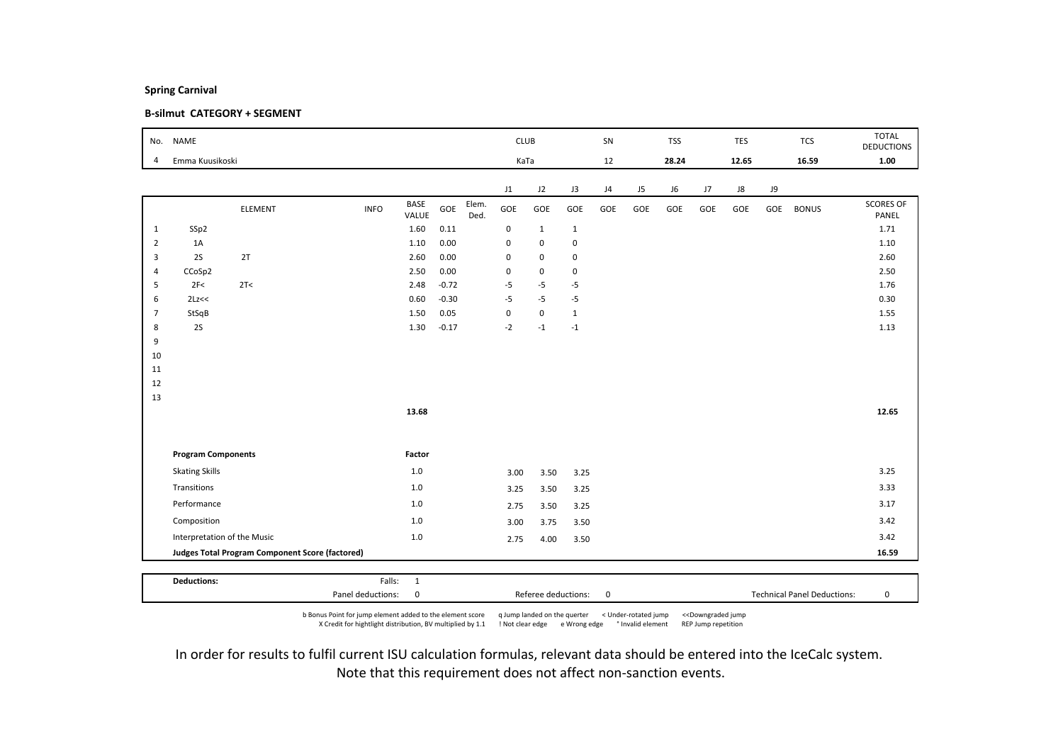**Spring Carnival**

**B-silmut CATEGORY + SEGMENT**

| No. | NAME | CLUB | SN | TSS | TES | TCS | TOTAL DEDUCTIONS |
|---|---|---|---|---|---|---|---|
| 4 | Emma Kuusikoski | KaTa | 12 | 28.24 | 12.65 | 16.59 | 1.00 |

| | ELEMENT | | INFO | BASE VALUE | GOE | Elem. Ded. | J1 GOE | J2 GOE | J3 GOE | J4 GOE | J5 GOE | J6 GOE | J7 GOE | J8 GOE | J9 GOE | BONUS | SCORES OF PANEL |
|---|---|---|---|---|---|---|---|---|---|---|---|---|---|---|---|---|---|
| 1 | SSp2 | | | 1.60 | 0.11 | | 0 | 1 | 1 | | | | | | | | 1.71 |
| 2 | 1A | | | 1.10 | 0.00 | | 0 | 0 | 0 | | | | | | | | 1.10 |
| 3 | 2S | 2T | | 2.60 | 0.00 | | 0 | 0 | 0 | | | | | | | | 2.60 |
| 4 | CCoSp2 | | | 2.50 | 0.00 | | 0 | 0 | 0 | | | | | | | | 2.50 |
| 5 | 2F< | 2T< | | 2.48 | -0.72 | | -5 | -5 | -5 | | | | | | | | 1.76 |
| 6 | 2Lz<< | | | 0.60 | -0.30 | | -5 | -5 | -5 | | | | | | | | 0.30 |
| 7 | StSqB | | | 1.50 | 0.05 | | 0 | 0 | 1 | | | | | | | | 1.55 |
| 8 | 2S | | | 1.30 | -0.17 | | -2 | -1 | -1 | | | | | | | | 1.13 |
| 9 | | | | | | | | | | | | | | | | | |
| 10 | | | | | | | | | | | | | | | | | |
| 11 | | | | | | | | | | | | | | | | | |
| 12 | | | | | | | | | | | | | | | | | |
| 13 | | | | | | | | | | | | | | | | | |
| | | | | 13.68 | | | | | | | | | | | | | 12.65 |

| Program Components | Factor | J1 | J2 | J3 | Scores of Panel |
|---|---|---|---|---|---|
| Skating Skills | 1.0 | 3.00 | 3.50 | 3.25 | 3.25 |
| Transitions | 1.0 | 3.25 | 3.50 | 3.25 | 3.33 |
| Performance | 1.0 | 2.75 | 3.50 | 3.25 | 3.17 |
| Composition | 1.0 | 3.00 | 3.75 | 3.50 | 3.42 |
| Interpretation of the Music | 1.0 | 2.75 | 4.00 | 3.50 | 3.42 |
| **Judges Total Program Component Score (factored)** | | | | | **16.59** |

| **Deductions:** | Falls: | 1 | | | |
|---|---|---|---|---|---|
| | Panel deductions: | 0 | Referee deductions: 0 | Technical Panel Deductions: | 0 |

b Bonus Point for jump element added to the element score  q Jump landed on the querter  < Under-rotated jump  <<Downgraded jump
X Credit for hightlight distribution, BV multiplied by 1.1  ! Not clear edge  e Wrong edge  * Invalid element  REP Jump repetition

In order for results to fulfil current ISU calculation formulas, relevant data should be entered into the IceCalc system.
Note that this requirement does not affect non-sanction events.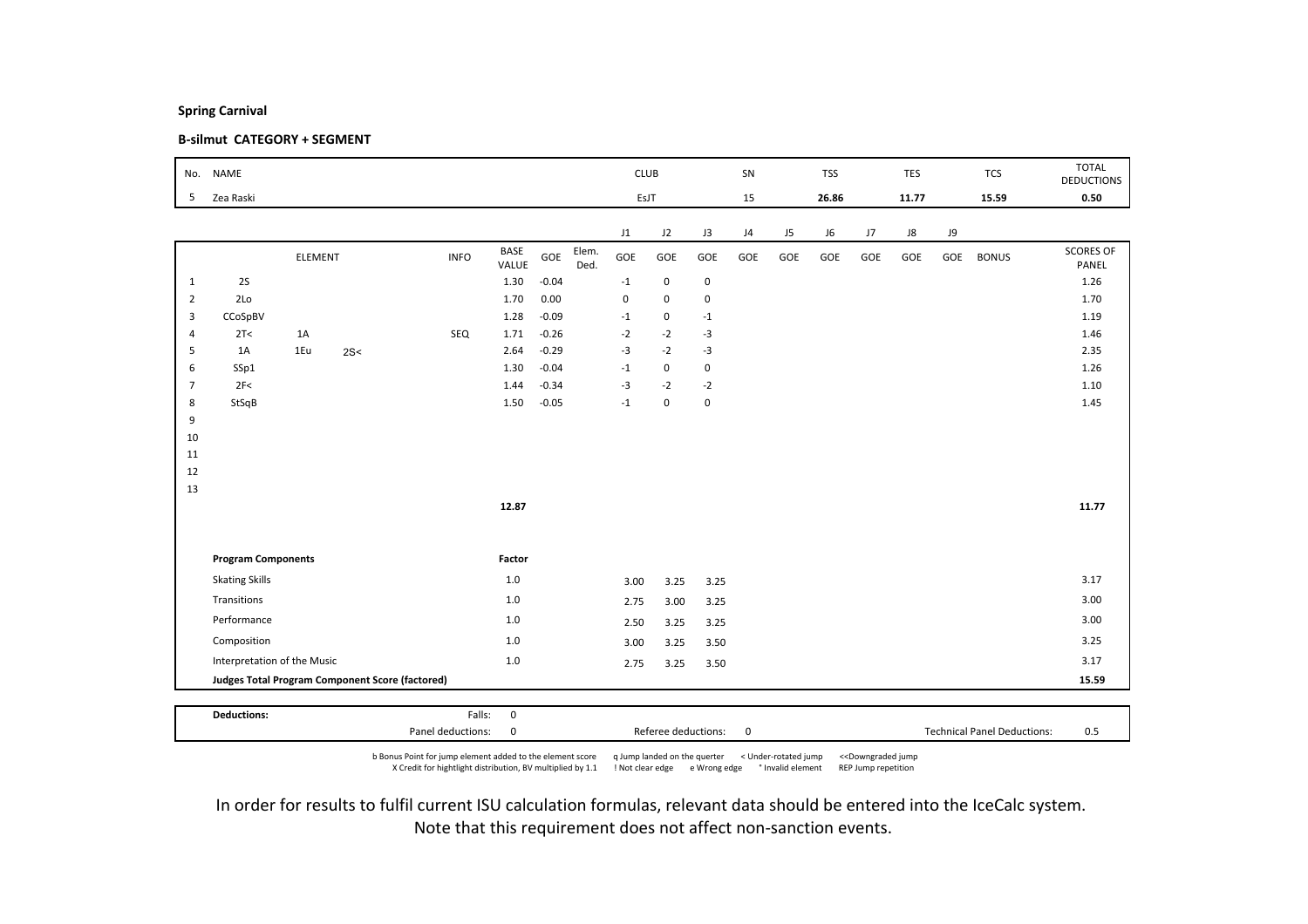**Spring Carnival**

**B-silmut CATEGORY + SEGMENT**

| No. | NAME | CLUB | SN | TSS | TES | TCS | TOTAL DEDUCTIONS |
|---|---|---|---|---|---|---|---|
| 5 | Zea Raski | EsJT | 15 | **26.86** | **11.77** | **15.59** | **0.50** |

| | ELEMENT | | | INFO | BASE VALUE | GOE | Elem. Ded. | J1 GOE | J2 GOE | J3 GOE | J4 GOE | J5 GOE | J6 GOE | J7 GOE | J8 GOE | J9 GOE | BONUS | SCORES OF PANEL |
|---|---|---|---|---|---|---|---|---|---|---|---|---|---|---|---|---|---|---|
| 1 | 2S | | | | 1.30 | -0.04 | | -1 | 0 | 0 | | | | | | | | 1.26 |
| 2 | 2Lo | | | | 1.70 | 0.00 | | 0 | 0 | 0 | | | | | | | | 1.70 |
| 3 | CCoSpBV | | | | 1.28 | -0.09 | | -1 | 0 | -1 | | | | | | | | 1.19 |
| 4 | 2T< | 1A | | SEQ | 1.71 | -0.26 | | -2 | -2 | -3 | | | | | | | | 1.46 |
| 5 | 1A | 1Eu | 2S< | | 2.64 | -0.29 | | -3 | -2 | -3 | | | | | | | | 2.35 |
| 6 | SSp1 | | | | 1.30 | -0.04 | | -1 | 0 | 0 | | | | | | | | 1.26 |
| 7 | 2F< | | | | 1.44 | -0.34 | | -3 | -2 | -2 | | | | | | | | 1.10 |
| 8 | StSqB | | | | 1.50 | -0.05 | | -1 | 0 | 0 | | | | | | | | 1.45 |
| 9 | | | | | | | | | | | | | | | | | | |
| 10 | | | | | | | | | | | | | | | | | | |
| 11 | | | | | | | | | | | | | | | | | | |
| 12 | | | | | | | | | | | | | | | | | | |
| 13 | | | | | | | | | | | | | | | | | | |
| | | | | | **12.87** | | | | | | | | | | | | | **11.77** |

| Program Components | Factor | J1 | J2 | J3 | J4 | J5 | J6 | J7 | J8 | J9 | SCORES OF PANEL |
|---|---|---|---|---|---|---|---|---|---|---|---|
| Skating Skills | 1.0 | 3.00 | 3.25 | 3.25 | | | | | | | 3.17 |
| Transitions | 1.0 | 2.75 | 3.00 | 3.25 | | | | | | | 3.00 |
| Performance | 1.0 | 2.50 | 3.25 | 3.25 | | | | | | | 3.00 |
| Composition | 1.0 | 3.00 | 3.25 | 3.50 | | | | | | | 3.25 |
| Interpretation of the Music | 1.0 | 2.75 | 3.25 | 3.50 | | | | | | | 3.17 |
| **Judges Total Program Component Score (factored)** | | | | | | | | | | | **15.59** |

| Deductions: | | | | | |
|---|---|---|---|---|---|
| | Falls: 0 | | | | |
| | Panel deductions: 0 | Referee deductions: | 0 | Technical Panel Deductions: | 0.5 |

b Bonus Point for jump element added to the element score   q Jump landed on the querter   < Under-rotated jump   <<Downgraded jump
X Credit for hightlight distribution, BV multiplied by 1.1   ! Not clear edge   e Wrong edge   * Invalid element   REP Jump repetition

In order for results to fulfil current ISU calculation formulas, relevant data should be entered into the IceCalc system.
Note that this requirement does not affect non-sanction events.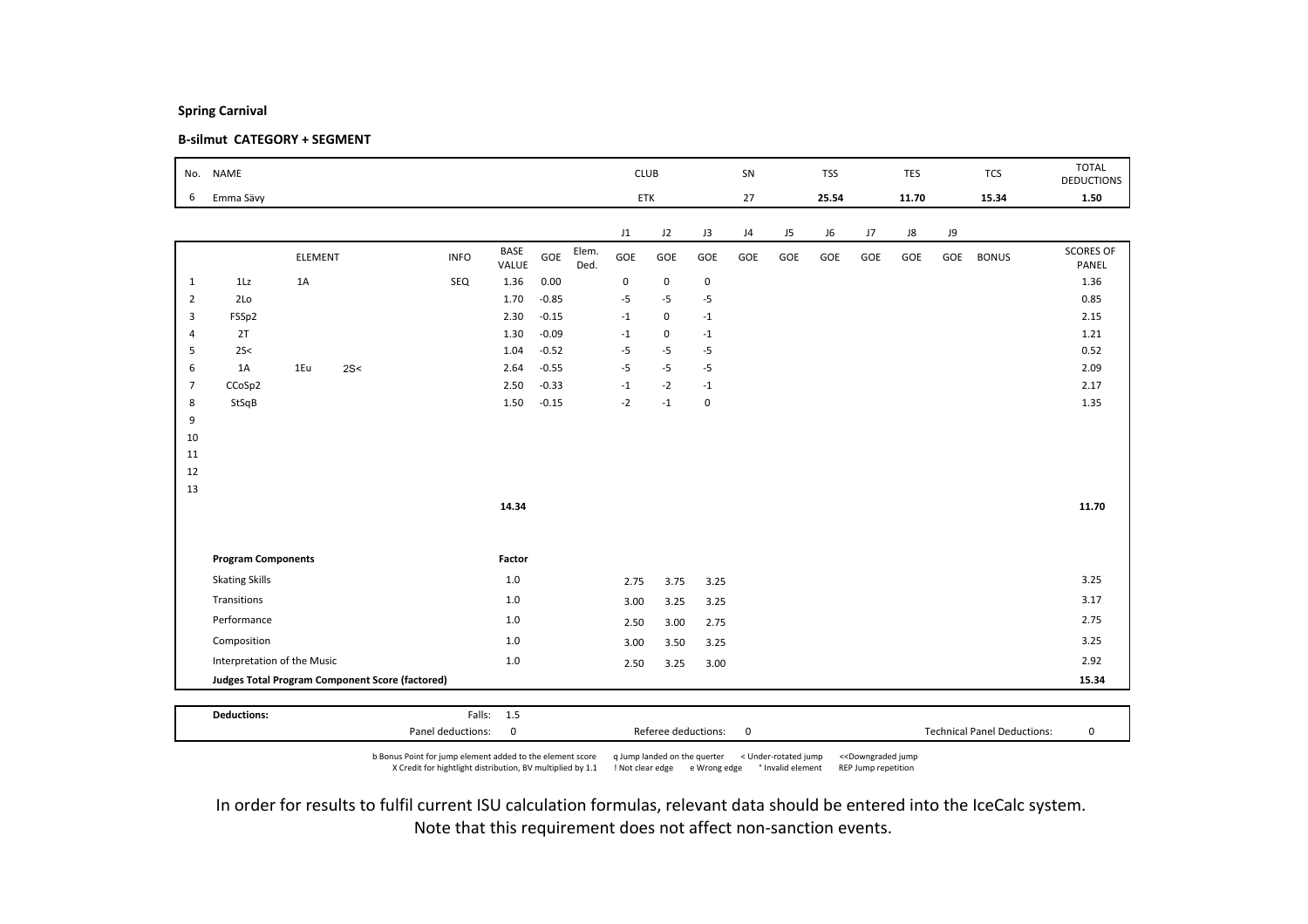**Spring Carnival**

**B-silmut CATEGORY + SEGMENT**

| No. | NAME | CLUB | SN | TSS | TES | TCS | TOTAL DEDUCTIONS |
|---|---|---|---|---|---|---|---|
| 6 | Emma Sävy | ETK | 27 | 25.54 | 11.70 | 15.34 | 1.50 |

| | ELEMENT | | | INFO | BASE VALUE | GOE | Elem. Ded. | J1 GOE | J2 GOE | J3 GOE | J4 GOE | J5 GOE | J6 GOE | J7 GOE | J8 GOE | J9 GOE | BONUS | SCORES OF PANEL |
|---|---|---|---|---|---|---|---|---|---|---|---|---|---|---|---|---|---|---|
| 1 | 1Lz | 1A | | SEQ | 1.36 | 0.00 | | 0 | 0 | 0 | | | | | | | | 1.36 |
| 2 | 2Lo | | | | 1.70 | -0.85 | | -5 | -5 | -5 | | | | | | | | 0.85 |
| 3 | FSSp2 | | | | 2.30 | -0.15 | | -1 | 0 | -1 | | | | | | | | 2.15 |
| 4 | 2T | | | | 1.30 | -0.09 | | -1 | 0 | -1 | | | | | | | | 1.21 |
| 5 | 2S< | | | | 1.04 | -0.52 | | -5 | -5 | -5 | | | | | | | | 0.52 |
| 6 | 1A | 1Eu | 2S< | | 2.64 | -0.55 | | -5 | -5 | -5 | | | | | | | | 2.09 |
| 7 | CCoSp2 | | | | 2.50 | -0.33 | | -1 | -2 | -1 | | | | | | | | 2.17 |
| 8 | StSqB | | | | 1.50 | -0.15 | | -2 | -1 | 0 | | | | | | | | 1.35 |
| 9 | | | | | | | | | | | | | | | | | | |
| 10 | | | | | | | | | | | | | | | | | | |
| 11 | | | | | | | | | | | | | | | | | | |
| 12 | | | | | | | | | | | | | | | | | | |
| 13 | | | | | | | | | | | | | | | | | | |
| | | | | | 14.34 | | | | | | | | | | | | | 11.70 |

| Program Components | Factor | J1 | J2 | J3 | Score |
|---|---|---|---|---|---|
| Skating Skills | 1.0 | 2.75 | 3.75 | 3.25 | 3.25 |
| Transitions | 1.0 | 3.00 | 3.25 | 3.25 | 3.17 |
| Performance | 1.0 | 2.50 | 3.00 | 2.75 | 2.75 |
| Composition | 1.0 | 3.00 | 3.50 | 3.25 | 3.25 |
| Interpretation of the Music | 1.0 | 2.50 | 3.25 | 3.00 | 2.92 |
| **Judges Total Program Component Score (factored)** | | | | | **15.34** |

**Deductions:** Falls: 1.5

Panel deductions: 0 | Referee deductions: 0 | Technical Panel Deductions: 0

b Bonus Point for jump element added to the element score | q Jump landed on the querter | < Under-rotated jump | << Downgraded jump
X Credit for hightlight distribution, BV multiplied by 1.1 | ! Not clear edge | e Wrong edge | * Invalid element | REP Jump repetition

In order for results to fulfil current ISU calculation formulas, relevant data should be entered into the IceCalc system. Note that this requirement does not affect non-sanction events.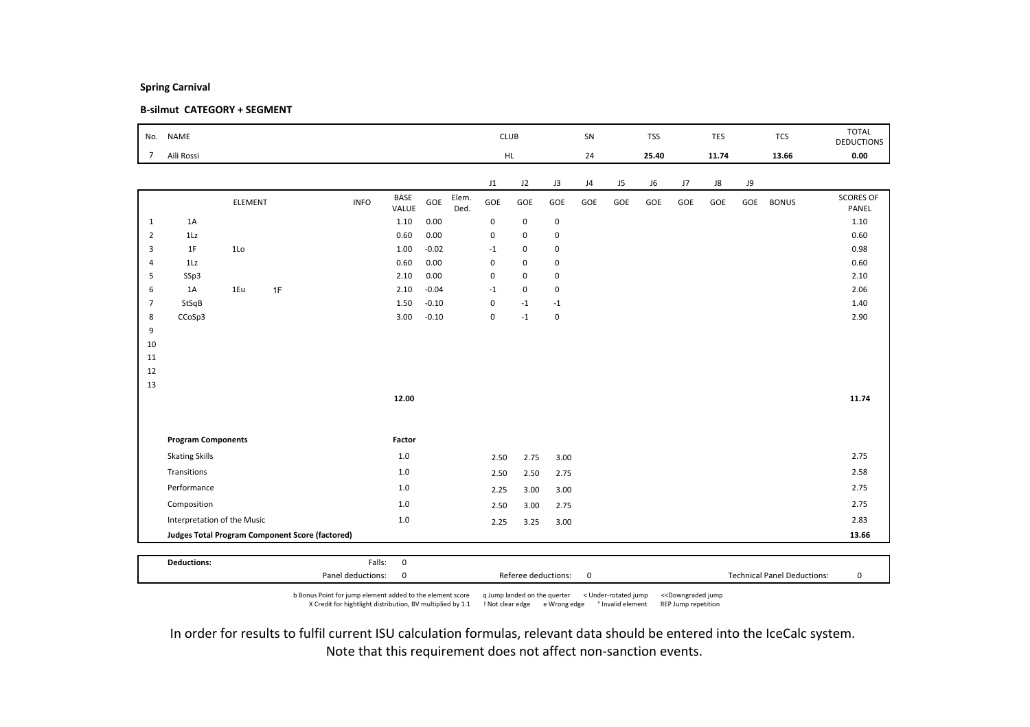**Spring Carnival**

**B-silmut CATEGORY + SEGMENT**

| No. | NAME | CLUB | SN | TSS | TES | TCS | TOTAL DEDUCTIONS |
|---|---|---|---|---|---|---|---|
| 7 | Aili Rossi | HL | 24 | **25.40** | **11.74** | **13.66** | **0.00** |

| | ELEMENT | | | INFO | BASE VALUE | GOE | Elem. Ded. | J1 GOE | J2 GOE | J3 GOE | J4 GOE | J5 GOE | J6 GOE | J7 GOE | J8 GOE | J9 GOE | BONUS | SCORES OF PANEL |
|---|---|---|---|---|---|---|---|---|---|---|---|---|---|---|---|---|---|---|
| 1 | 1A | | | | 1.10 | 0.00 | | 0 | 0 | 0 | | | | | | | | 1.10 |
| 2 | 1Lz | | | | 0.60 | 0.00 | | 0 | 0 | 0 | | | | | | | | 0.60 |
| 3 | 1F | 1Lo | | | 1.00 | -0.02 | | -1 | 0 | 0 | | | | | | | | 0.98 |
| 4 | 1Lz | | | | 0.60 | 0.00 | | 0 | 0 | 0 | | | | | | | | 0.60 |
| 5 | SSp3 | | | | 2.10 | 0.00 | | 0 | 0 | 0 | | | | | | | | 2.10 |
| 6 | 1A | 1Eu | 1F | | 2.10 | -0.04 | | -1 | 0 | 0 | | | | | | | | 2.06 |
| 7 | StSqB | | | | 1.50 | -0.10 | | 0 | -1 | -1 | | | | | | | | 1.40 |
| 8 | CCoSp3 | | | | 3.00 | -0.10 | | 0 | -1 | 0 | | | | | | | | 2.90 |
| 9 | | | | | | | | | | | | | | | | | | |
| 10 | | | | | | | | | | | | | | | | | | |
| 11 | | | | | | | | | | | | | | | | | | |
| 12 | | | | | | | | | | | | | | | | | | |
| 13 | | | | | | | | | | | | | | | | | | |
| | | | | | **12.00** | | | | | | | | | | | | | **11.74** |

| **Program Components** | **Factor** | J1 | J2 | J3 | | |
|---|---|---|---|---|---|---|
| Skating Skills | 1.0 | 2.50 | 2.75 | 3.00 | | 2.75 |
| Transitions | 1.0 | 2.50 | 2.50 | 2.75 | | 2.58 |
| Performance | 1.0 | 2.25 | 3.00 | 3.00 | | 2.75 |
| Composition | 1.0 | 2.50 | 3.00 | 2.75 | | 2.75 |
| Interpretation of the Music | 1.0 | 2.25 | 3.25 | 3.00 | | 2.83 |
| **Judges Total Program Component Score (factored)** | | | | | | **13.66** |

| **Deductions:** | Falls: | 0 | | | | |
|---|---|---|---|---|---|---|
| | Panel deductions: | 0 | Referee deductions: | 0 | Technical Panel Deductions: | 0 |

b Bonus Point for jump element added to the element score   q Jump landed on the querter   < Under-rotated jump   <<Downgraded jump
X Credit for hightlight distribution, BV multiplied by 1.1   ! Not clear edge   e Wrong edge   * Invalid element   REP Jump repetition

In order for results to fulfil current ISU calculation formulas, relevant data should be entered into the IceCalc system.
Note that this requirement does not affect non-sanction events.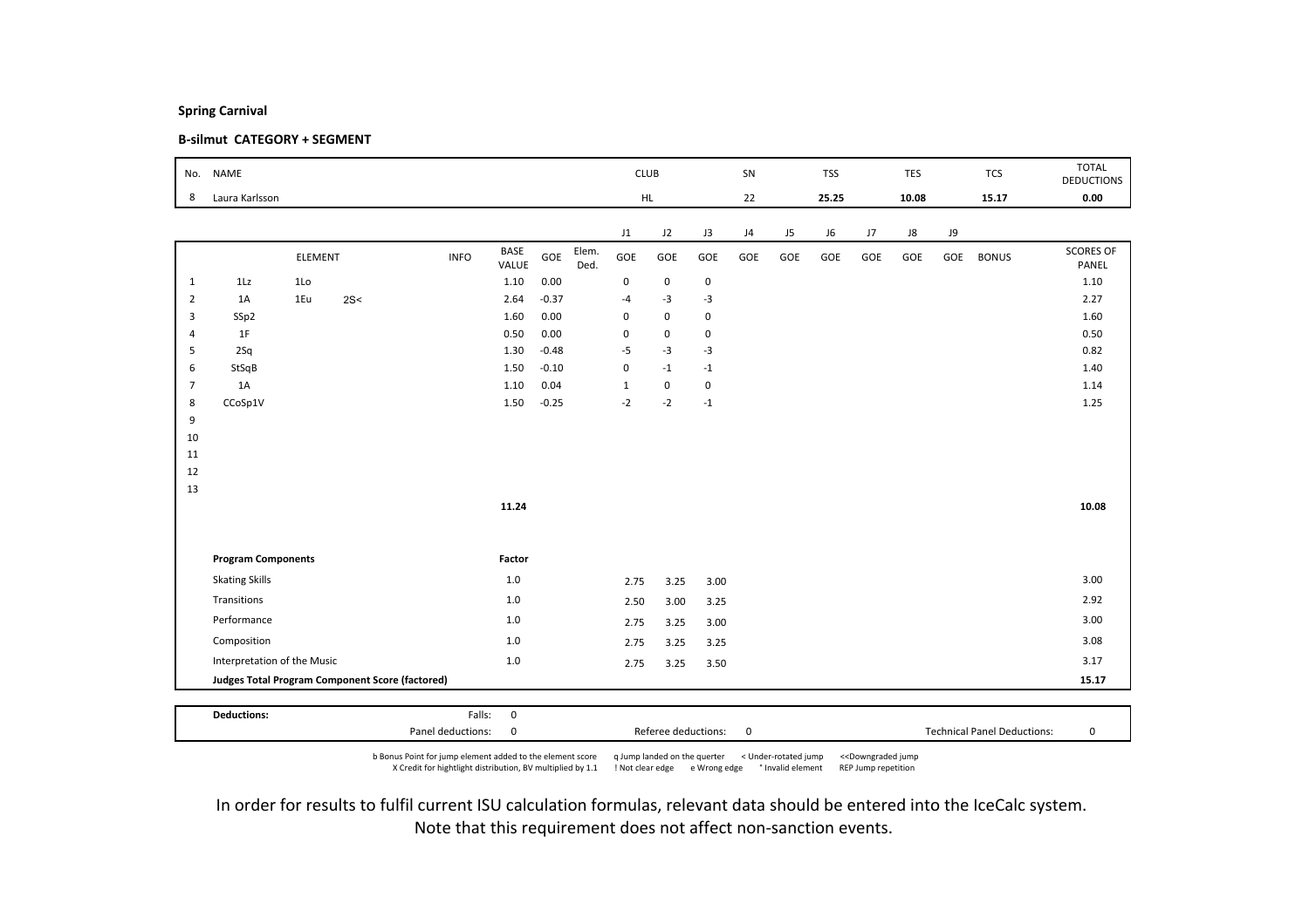**Spring Carnival**

**B-silmut CATEGORY + SEGMENT**

| No. | NAME | CLUB | SN | TSS | TES | TCS | TOTAL DEDUCTIONS |
|---|---|---|---|---|---|---|---|
| 8 | Laura Karlsson | HL | 22 | 25.25 | 10.08 | 15.17 | 0.00 |

| | ELEMENT | | | INFO | BASE VALUE | GOE | Elem. Ded. | J1 GOE | J2 GOE | J3 GOE | J4 GOE | J5 GOE | J6 GOE | J7 GOE | J8 GOE | J9 GOE | BONUS | SCORES OF PANEL |
|---|---|---|---|---|---|---|---|---|---|---|---|---|---|---|---|---|---|---|
| 1 | 1Lz | 1Lo | | | 1.10 | 0.00 | | 0 | 0 | 0 | | | | | | | | 1.10 |
| 2 | 1A | 1Eu | 2S< | | 2.64 | -0.37 | | -4 | -3 | -3 | | | | | | | | 2.27 |
| 3 | SSp2 | | | | 1.60 | 0.00 | | 0 | 0 | 0 | | | | | | | | 1.60 |
| 4 | 1F | | | | 0.50 | 0.00 | | 0 | 0 | 0 | | | | | | | | 0.50 |
| 5 | 2Sq | | | | 1.30 | -0.48 | | -5 | -3 | -3 | | | | | | | | 0.82 |
| 6 | StSqB | | | | 1.50 | -0.10 | | 0 | -1 | -1 | | | | | | | | 1.40 |
| 7 | 1A | | | | 1.10 | 0.04 | | 1 | 0 | 0 | | | | | | | | 1.14 |
| 8 | CCoSp1V | | | | 1.50 | -0.25 | | -2 | -2 | -1 | | | | | | | | 1.25 |
| 9 | | | | | | | | | | | | | | | | | | |
| 10 | | | | | | | | | | | | | | | | | | |
| 11 | | | | | | | | | | | | | | | | | | |
| 12 | | | | | | | | | | | | | | | | | | |
| 13 | | | | | | | | | | | | | | | | | | |
| | | | | | 11.24 | | | | | | | | | | | | | 10.08 |

| Program Components | Factor | J1 | J2 | J3 | Score |
|---|---|---|---|---|---|
| Skating Skills | 1.0 | 2.75 | 3.25 | 3.00 | 3.00 |
| Transitions | 1.0 | 2.50 | 3.00 | 3.25 | 2.92 |
| Performance | 1.0 | 2.75 | 3.25 | 3.00 | 3.00 |
| Composition | 1.0 | 2.75 | 3.25 | 3.25 | 3.08 |
| Interpretation of the Music | 1.0 | 2.75 | 3.25 | 3.50 | 3.17 |
| **Judges Total Program Component Score (factored)** | | | | | **15.17** |

| Deductions: | | |
|---|---|---|
| Falls: 0 | | |
| Panel deductions: 0 | Referee deductions: 0 | Technical Panel Deductions: 0 |

b Bonus Point for jump element added to the element score   q Jump landed on the quarter   < Under-rotated jump   <<Downgraded jump
X Credit for hightlight distribution, BV multiplied by 1.1   ! Not clear edge   e Wrong edge   * Invalid element   REP Jump repetition

In order for results to fulfil current ISU calculation formulas, relevant data should be entered into the IceCalc system.
Note that this requirement does not affect non-sanction events.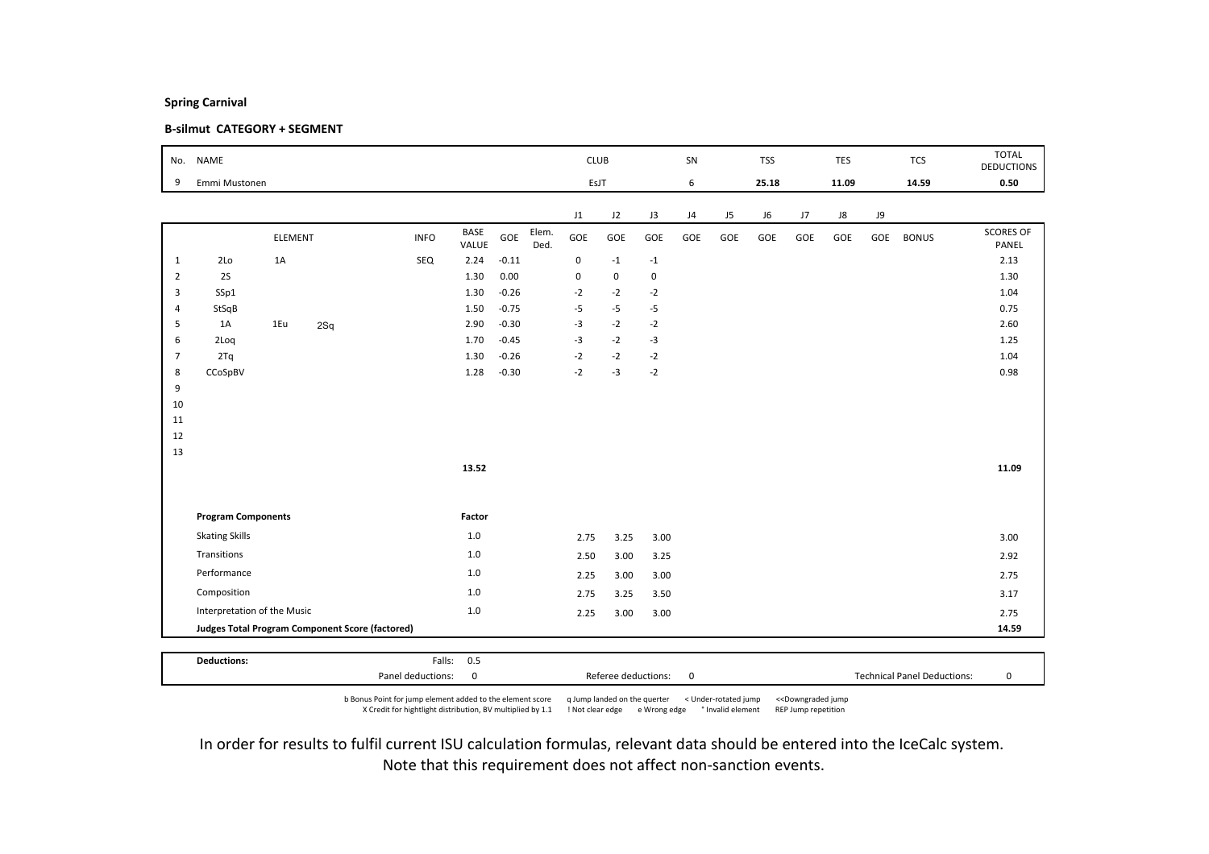**Spring Carnival**

**B-silmut CATEGORY + SEGMENT**

| No. | NAME | CLUB | SN | TSS | TES | TCS | TOTAL DEDUCTIONS |
|---|---|---|---|---|---|---|---|
| 9 | Emmi Mustonen | EsJT | 6 | 25.18 | 11.09 | 14.59 | 0.50 |

| | ELEMENT | | | INFO | BASE VALUE | GOE | Elem. Ded. | J1 GOE | J2 GOE | J3 GOE | J4 GOE | J5 GOE | J6 GOE | J7 GOE | J8 GOE | J9 GOE | BONUS | SCORES OF PANEL |
|---|---|---|---|---|---|---|---|---|---|---|---|---|---|---|---|---|---|---|
| 1 | 2Lo | 1A | | SEQ | 2.24 | -0.11 | | 0 | -1 | -1 | | | | | | | | 2.13 |
| 2 | 2S | | | | 1.30 | 0.00 | | 0 | 0 | 0 | | | | | | | | 1.30 |
| 3 | SSp1 | | | | 1.30 | -0.26 | | -2 | -2 | -2 | | | | | | | | 1.04 |
| 4 | StSqB | | | | 1.50 | -0.75 | | -5 | -5 | -5 | | | | | | | | 0.75 |
| 5 | 1A | 1Eu | 2Sq | | 2.90 | -0.30 | | -3 | -2 | -2 | | | | | | | | 2.60 |
| 6 | 2Loq | | | | 1.70 | -0.45 | | -3 | -2 | -3 | | | | | | | | 1.25 |
| 7 | 2Tq | | | | 1.30 | -0.26 | | -2 | -2 | -2 | | | | | | | | 1.04 |
| 8 | CCoSpBV | | | | 1.28 | -0.30 | | -2 | -3 | -2 | | | | | | | | 0.98 |
| 9 | | | | | | | | | | | | | | | | | | |
| 10 | | | | | | | | | | | | | | | | | | |
| 11 | | | | | | | | | | | | | | | | | | |
| 12 | | | | | | | | | | | | | | | | | | |
| 13 | | | | | | | | | | | | | | | | | | |
| | | | | | 13.52 | | | | | | | | | | | | | 11.09 |

| Program Components | Factor | J1 | J2 | J3 | J4 | J5 | J6 | J7 | J8 | J9 | SCORES OF PANEL |
|---|---|---|---|---|---|---|---|---|---|---|---|
| Skating Skills | 1.0 | 2.75 | 3.25 | 3.00 | | | | | | | 3.00 |
| Transitions | 1.0 | 2.50 | 3.00 | 3.25 | | | | | | | 2.92 |
| Performance | 1.0 | 2.25 | 3.00 | 3.00 | | | | | | | 2.75 |
| Composition | 1.0 | 2.75 | 3.25 | 3.50 | | | | | | | 3.17 |
| Interpretation of the Music | 1.0 | 2.25 | 3.00 | 3.00 | | | | | | | 2.75 |
| **Judges Total Program Component Score (factored)** | | | | | | | | | | | **14.59** |

| **Deductions:** | Falls: 0.5 | | |
|---|---|---|---|
| | Panel deductions: 0 | Referee deductions: 0 | Technical Panel Deductions: 0 |

b Bonus Point for jump element added to the element score X Credit for hightlight distribution, BV multiplied by 1.1 q Jump landed on the quarter ! Not clear edge e Wrong edge < Under-rotated jump * Invalid element <<Downgraded jump REP Jump repetition

In order for results to fulfil current ISU calculation formulas, relevant data should be entered into the IceCalc system. Note that this requirement does not affect non-sanction events.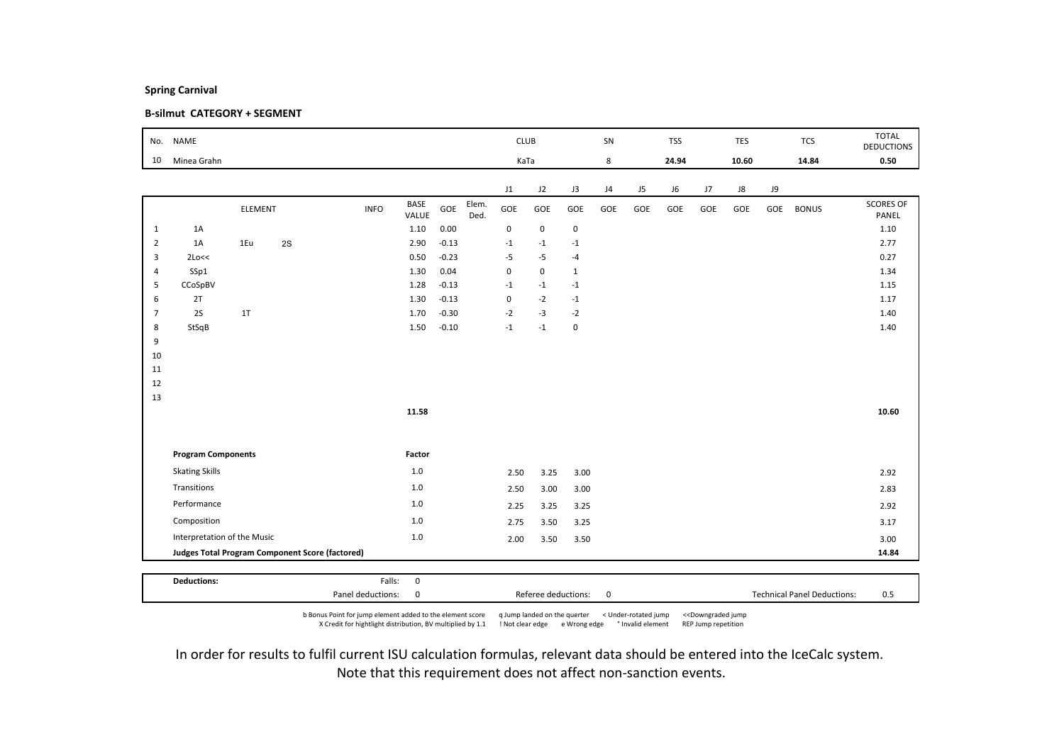**Spring Carnival**

**B-silmut CATEGORY + SEGMENT**

| No. | NAME | CLUB | SN | TSS | TES | TCS | TOTAL DEDUCTIONS |
|---|---|---|---|---|---|---|---|
| 10 | Minea Grahn | KaTa | 8 | 24.94 | 10.60 | 14.84 | 0.50 |

| | ELEMENT | | | INFO | BASE VALUE | GOE | Elem. Ded. | J1 GOE | J2 GOE | J3 GOE | J4 GOE | J5 GOE | J6 GOE | J7 GOE | J8 GOE | J9 GOE | BONUS | SCORES OF PANEL |
|---|---|---|---|---|---|---|---|---|---|---|---|---|---|---|---|---|---|---|
| 1 | 1A | | | | 1.10 | 0.00 | | 0 | 0 | 0 | | | | | | | | 1.10 |
| 2 | 1A | 1Eu | 2S | | 2.90 | -0.13 | | -1 | -1 | -1 | | | | | | | | 2.77 |
| 3 | 2Lo<< | | | | 0.50 | -0.23 | | -5 | -5 | -4 | | | | | | | | 0.27 |
| 4 | SSp1 | | | | 1.30 | 0.04 | | 0 | 0 | 1 | | | | | | | | 1.34 |
| 5 | CCoSpBV | | | | 1.28 | -0.13 | | -1 | -1 | -1 | | | | | | | | 1.15 |
| 6 | 2T | | | | 1.30 | -0.13 | | 0 | -2 | -1 | | | | | | | | 1.17 |
| 7 | 2S | 1T | | | 1.70 | -0.30 | | -2 | -3 | -2 | | | | | | | | 1.40 |
| 8 | StSqB | | | | 1.50 | -0.10 | | -1 | -1 | 0 | | | | | | | | 1.40 |
| 9 | | | | | | | | | | | | | | | | | | |
| 10 | | | | | | | | | | | | | | | | | | |
| 11 | | | | | | | | | | | | | | | | | | |
| 12 | | | | | | | | | | | | | | | | | | |
| 13 | | | | | | | | | | | | | | | | | | |
| | | | | | 11.58 | | | | | | | | | | | | | 10.60 |

| Program Components | Factor | J1 | J2 | J3 | J4 | J5 | J6 | J7 | J8 | J9 | SCORES OF PANEL |
|---|---|---|---|---|---|---|---|---|---|---|---|
| Skating Skills | 1.0 | 2.50 | 3.25 | 3.00 | | | | | | | 2.92 |
| Transitions | 1.0 | 2.50 | 3.00 | 3.00 | | | | | | | 2.83 |
| Performance | 1.0 | 2.25 | 3.25 | 3.25 | | | | | | | 2.92 |
| Composition | 1.0 | 2.75 | 3.50 | 3.25 | | | | | | | 3.17 |
| Interpretation of the Music | 1.0 | 2.00 | 3.50 | 3.50 | | | | | | | 3.00 |
| **Judges Total Program Component Score (factored)** | | | | | | | | | | | **14.84** |

| **Deductions:** | | | | |
|---|---|---|---|---|
| Falls: 0 | | | | |
| Panel deductions: 0 | Referee deductions: 0 | | Technical Panel Deductions: | 0.5 |

b Bonus Point for jump element added to the element score q Jump landed on the querter < Under-rotated jump << Downgraded jump
X Credit for hightlight distribution, BV multiplied by 1.1 ! Not clear edge e Wrong edge * Invalid element REP Jump repetition

In order for results to fulfil current ISU calculation formulas, relevant data should be entered into the IceCalc system.
Note that this requirement does not affect non-sanction events.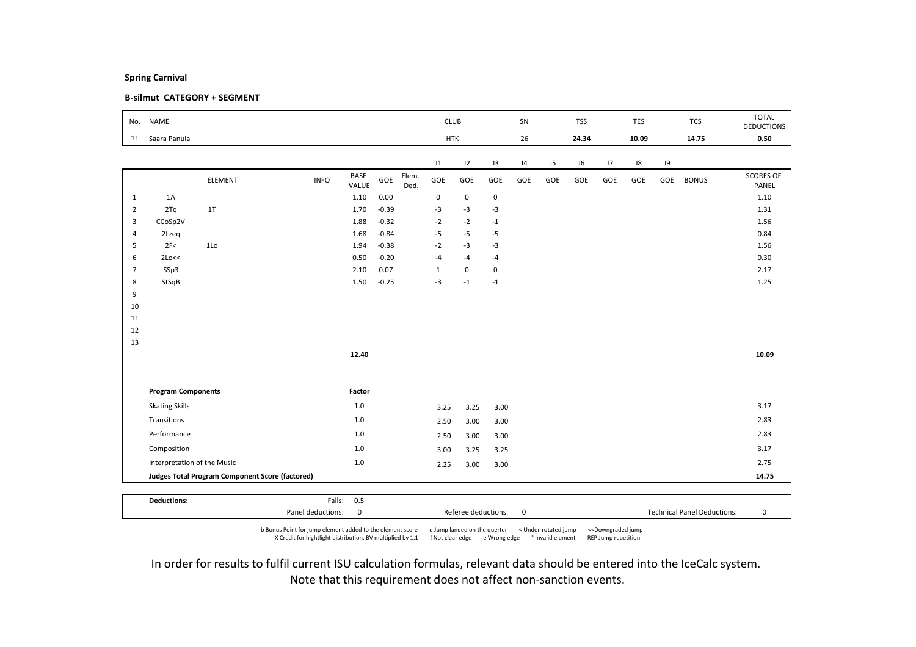**Spring Carnival**

**B-silmut CATEGORY + SEGMENT**

| No. | NAME | CLUB | SN | TSS | TES | TCS | TOTAL DEDUCTIONS |
|---|---|---|---|---|---|---|---|
| 11 | Saara Panula | HTK | 26 | **24.34** | **10.09** | **14.75** | **0.50** |

| | ELEMENT | | INFO | BASE VALUE | GOE | Elem. Ded. | J1 GOE | J2 GOE | J3 GOE | J4 GOE | J5 GOE | J6 GOE | J7 GOE | J8 GOE | J9 GOE | BONUS | SCORES OF PANEL |
|---|---|---|---|---|---|---|---|---|---|---|---|---|---|---|---|---|---|
| 1 | 1A | | | 1.10 | 0.00 | | 0 | 0 | 0 | | | | | | | | 1.10 |
| 2 | 2Tq | 1T | | 1.70 | -0.39 | | -3 | -3 | -3 | | | | | | | | 1.31 |
| 3 | CCoSp2V | | | 1.88 | -0.32 | | -2 | -2 | -1 | | | | | | | | 1.56 |
| 4 | 2Lzeq | | | 1.68 | -0.84 | | -5 | -5 | -5 | | | | | | | | 0.84 |
| 5 | 2F< | 1Lo | | 1.94 | -0.38 | | -2 | -3 | -3 | | | | | | | | 1.56 |
| 6 | 2Lo<< | | | 0.50 | -0.20 | | -4 | -4 | -4 | | | | | | | | 0.30 |
| 7 | SSp3 | | | 2.10 | 0.07 | | 1 | 0 | 0 | | | | | | | | 2.17 |
| 8 | StSqB | | | 1.50 | -0.25 | | -3 | -1 | -1 | | | | | | | | 1.25 |
| 9 | | | | | | | | | | | | | | | | | |
| 10 | | | | | | | | | | | | | | | | | |
| 11 | | | | | | | | | | | | | | | | | |
| 12 | | | | | | | | | | | | | | | | | |
| 13 | | | | | | | | | | | | | | | | | |
| | | | | **12.40** | | | | | | | | | | | | | **10.09** |

| Program Components | Factor | J1 | J2 | J3 | Score |
|---|---|---|---|---|---|
| Skating Skills | 1.0 | 3.25 | 3.25 | 3.00 | 3.17 |
| Transitions | 1.0 | 2.50 | 3.00 | 3.00 | 2.83 |
| Performance | 1.0 | 2.50 | 3.00 | 3.00 | 2.83 |
| Composition | 1.0 | 3.00 | 3.25 | 3.25 | 3.17 |
| Interpretation of the Music | 1.0 | 2.25 | 3.00 | 3.00 | 2.75 |
| **Judges Total Program Component Score (factored)** | | | | | **14.75** |

**Deductions:** Falls: 0.5

Panel deductions: 0 | Referee deductions: 0 | Technical Panel Deductions: 0

b Bonus Point for jump element added to the element score q Jump landed on the quarter < Under-rotated jump <<Downgraded jump
X Credit for hightlight distribution, BV multiplied by 1.1 ! Not clear edge e Wrong edge * Invalid element REP Jump repetition

In order for results to fulfil current ISU calculation formulas, relevant data should be entered into the IceCalc system.
Note that this requirement does not affect non-sanction events.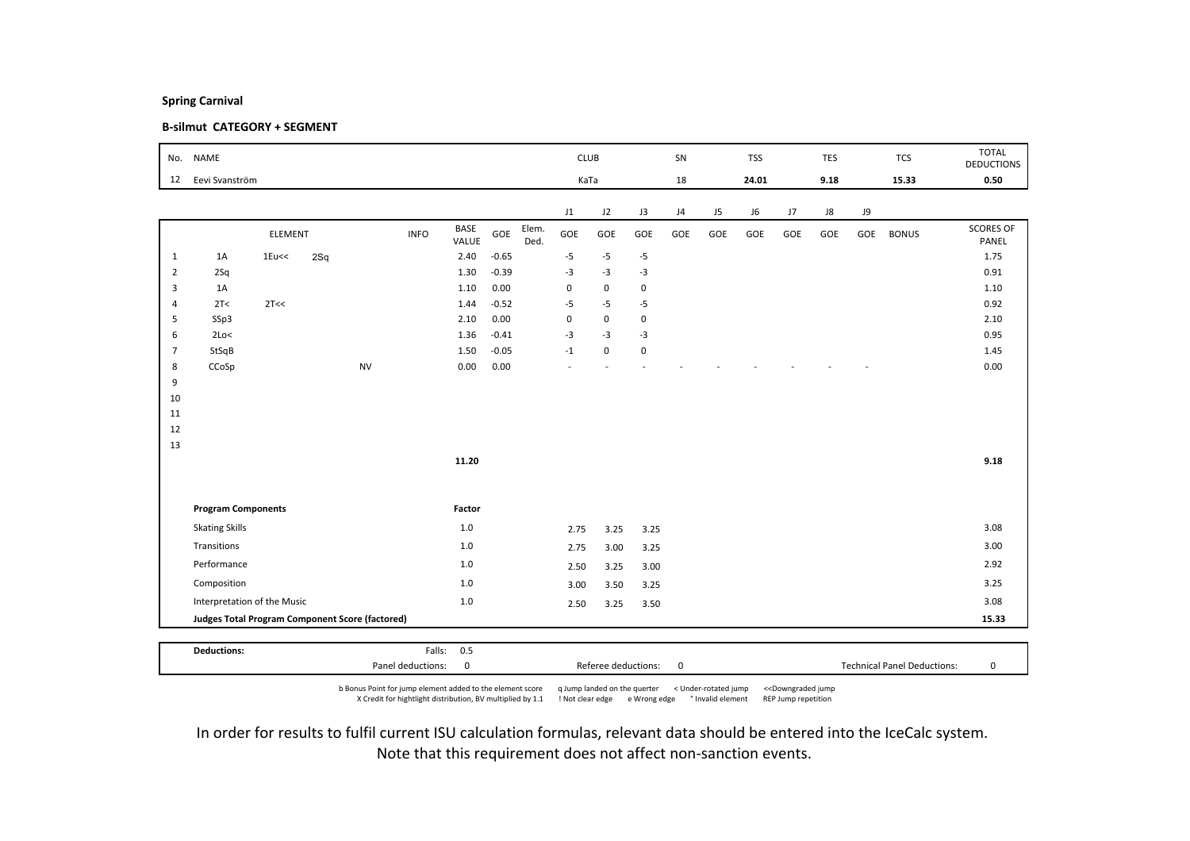**Spring Carnival**

**B-silmut CATEGORY + SEGMENT**

| No. | NAME | CLUB | SN | TSS | TES | TCS | TOTAL DEDUCTIONS |
|---|---|---|---|---|---|---|---|
| 12 | Eevi Svanström | KaTa | 18 | 24.01 | 9.18 | 15.33 | 0.50 |

| | ELEMENT | | | INFO | BASE VALUE | GOE | Elem. Ded. | J1 | J2 | J3 | J4 | J5 | J6 | J7 | J8 | J9 | BONUS | SCORES OF PANEL |
|---|---|---|---|---|---|---|---|---|---|---|---|---|---|---|---|---|---|---|
| 1 | 1A | 1Eu<< | 2Sq | | 2.40 | -0.65 | | -5 | -5 | -5 | | | | | | | | 1.75 |
| 2 | 2Sq | | | | 1.30 | -0.39 | | -3 | -3 | -3 | | | | | | | | 0.91 |
| 3 | 1A | | | | 1.10 | 0.00 | | 0 | 0 | 0 | | | | | | | | 1.10 |
| 4 | 2T< | 2T<< | | | 1.44 | -0.52 | | -5 | -5 | -5 | | | | | | | | 0.92 |
| 5 | SSp3 | | | | 2.10 | 0.00 | | 0 | 0 | 0 | | | | | | | | 2.10 |
| 6 | 2Lo< | | | | 1.36 | -0.41 | | -3 | -3 | -3 | | | | | | | | 0.95 |
| 7 | StSqB | | | | 1.50 | -0.05 | | -1 | 0 | 0 | | | | | | | | 1.45 |
| 8 | CCoSp | | | NV | 0.00 | 0.00 | | - | - | - | - | - | - | - | - | - | | 0.00 |
| 9 | | | | | | | | | | | | | | | | | | |
| 10 | | | | | | | | | | | | | | | | | | |
| 11 | | | | | | | | | | | | | | | | | | |
| 12 | | | | | | | | | | | | | | | | | | |
| 13 | | | | | | | | | | | | | | | | | | |
| | | | | | 11.20 | | | | | | | | | | | | | 9.18 |

| Program Components | Factor | J1 | J2 | J3 | Score |
|---|---|---|---|---|---|
| Skating Skills | 1.0 | 2.75 | 3.25 | 3.25 | 3.08 |
| Transitions | 1.0 | 2.75 | 3.00 | 3.25 | 3.00 |
| Performance | 1.0 | 2.50 | 3.25 | 3.00 | 2.92 |
| Composition | 1.0 | 3.00 | 3.50 | 3.25 | 3.25 |
| Interpretation of the Music | 1.0 | 2.50 | 3.25 | 3.50 | 3.08 |
| **Judges Total Program Component Score (factored)** | | | | | **15.33** |

| **Deductions:** | Falls: 0.5 | | |
|---|---|---|---|
| | Panel deductions: 0 | Referee deductions: 0 | Technical Panel Deductions: 0 |

b Bonus Point for jump element added to the element score  q Jump landed on the quarter  < Under-rotated jump  <<Downgraded jump
X Credit for hightlight distribution, BV multiplied by 1.1  ! Not clear edge  e Wrong edge  * Invalid element  REP Jump repetition

In order for results to fulfil current ISU calculation formulas, relevant data should be entered into the IceCalc system.
Note that this requirement does not affect non-sanction events.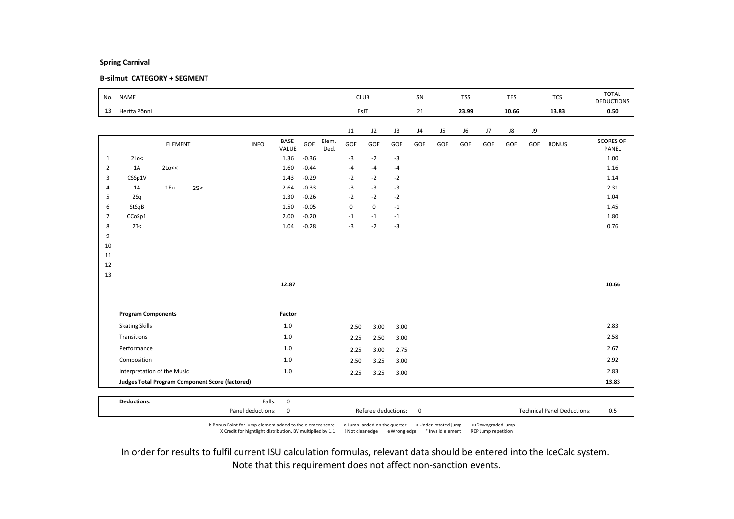**Spring Carnival**

**B-silmut CATEGORY + SEGMENT**

| No. | NAME | CLUB | SN | TSS | TES | TCS | TOTAL DEDUCTIONS |
|---|---|---|---|---|---|---|---|
| 13 | Hertta Pönni | EsJT | 21 | **23.99** | **10.66** | **13.83** | **0.50** |

| | ELEMENT | | | INFO | BASE VALUE | GOE | Elem. Ded. | J1 GOE | J2 GOE | J3 GOE | J4 GOE | J5 GOE | J6 GOE | J7 GOE | J8 GOE | J9 GOE | BONUS | SCORES OF PANEL |
|---|---|---|---|---|---|---|---|---|---|---|---|---|---|---|---|---|---|---|
| 1 | 2Lo< | | | | 1.36 | -0.36 | | -3 | -2 | -3 | | | | | | | | 1.00 |
| 2 | 1A | 2Lo<< | | | 1.60 | -0.44 | | -4 | -4 | -4 | | | | | | | | 1.16 |
| 3 | CSSp1V | | | | 1.43 | -0.29 | | -2 | -2 | -2 | | | | | | | | 1.14 |
| 4 | 1A | 1Eu | 2S< | | 2.64 | -0.33 | | -3 | -3 | -3 | | | | | | | | 2.31 |
| 5 | 2Sq | | | | 1.30 | -0.26 | | -2 | -2 | -2 | | | | | | | | 1.04 |
| 6 | StSqB | | | | 1.50 | -0.05 | | 0 | 0 | -1 | | | | | | | | 1.45 |
| 7 | CCoSp1 | | | | 2.00 | -0.20 | | -1 | -1 | -1 | | | | | | | | 1.80 |
| 8 | 2T< | | | | 1.04 | -0.28 | | -3 | -2 | -3 | | | | | | | | 0.76 |
| 9 | | | | | | | | | | | | | | | | | | |
| 10 | | | | | | | | | | | | | | | | | | |
| 11 | | | | | | | | | | | | | | | | | | |
| 12 | | | | | | | | | | | | | | | | | | |
| 13 | | | | | | | | | | | | | | | | | | |
| | | | | | **12.87** | | | | | | | | | | | | | **10.66** |

| **Program Components** | **Factor** | J1 | J2 | J3 | | **SCORES OF PANEL** |
|---|---|---|---|---|---|---|
| Skating Skills | 1.0 | 2.50 | 3.00 | 3.00 | | 2.83 |
| Transitions | 1.0 | 2.25 | 2.50 | 3.00 | | 2.58 |
| Performance | 1.0 | 2.25 | 3.00 | 2.75 | | 2.67 |
| Composition | 1.0 | 2.50 | 3.25 | 3.00 | | 2.92 |
| Interpretation of the Music | 1.0 | 2.25 | 3.25 | 3.00 | | 2.83 |
| **Judges Total Program Component Score (factored)** | | | | | | **13.83** |

| **Deductions:** | Falls: | 0 | | | | |
|---|---|---|---|---|---|---|
| | Panel deductions: | 0 | Referee deductions: | 0 | Technical Panel Deductions: | 0.5 |

b Bonus Point for jump element added to the element score · q Jump landed on the quarter · < Under-rotated jump · << Downgraded jump
X Credit for hightlight distribution, BV multiplied by 1.1 · ! Not clear edge · e Wrong edge · * Invalid element · REP Jump repetition

In order for results to fulfil current ISU calculation formulas, relevant data should be entered into the IceCalc system.
Note that this requirement does not affect non-sanction events.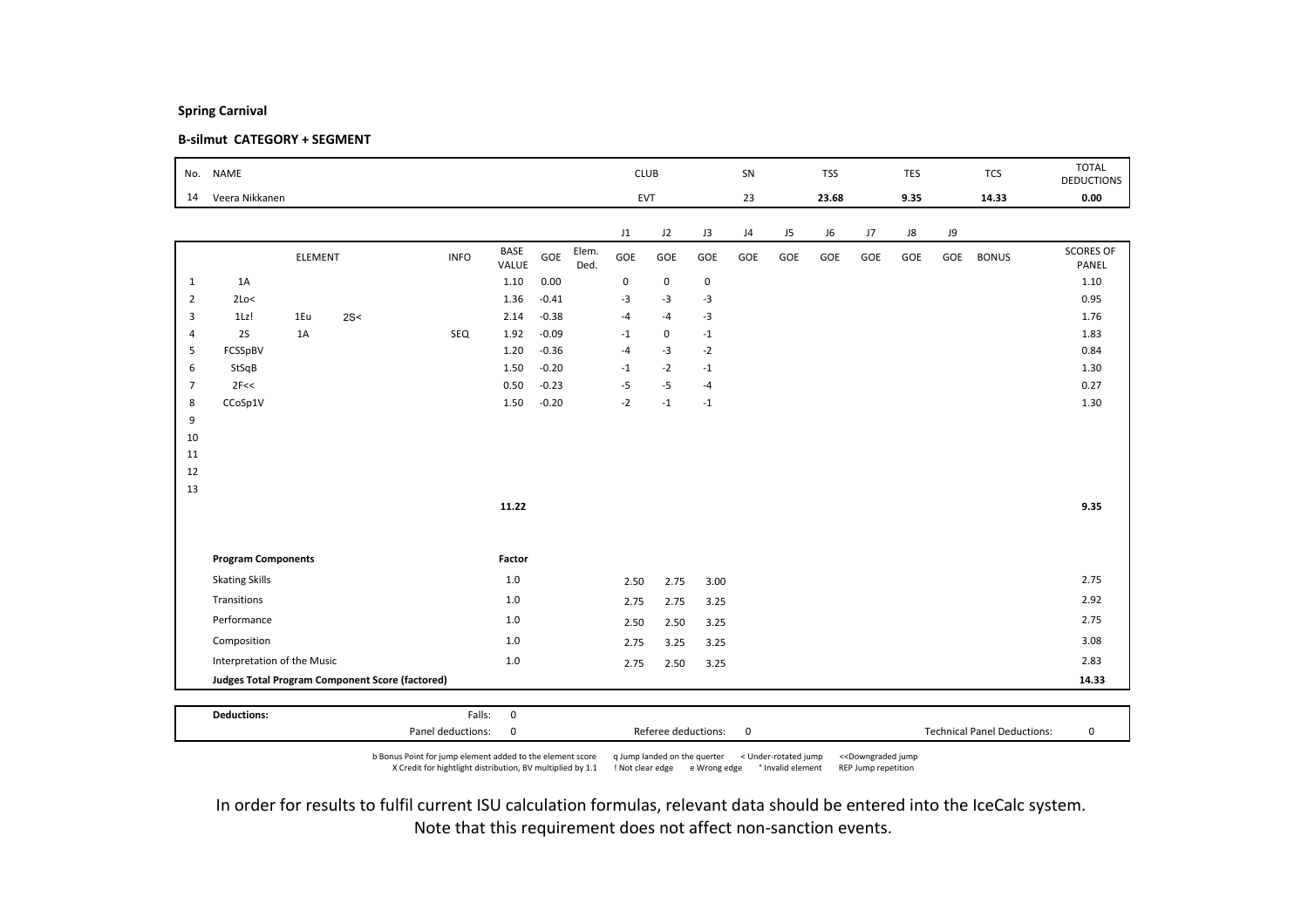**Spring Carnival**

**B-silmut CATEGORY + SEGMENT**

| No. | NAME | CLUB | SN | TSS | TES | TCS | TOTAL DEDUCTIONS |
|---|---|---|---|---|---|---|---|
| 14 | Veera Nikkanen | EVT | 23 | **23.68** | **9.35** | **14.33** | **0.00** |

| | ELEMENT | | | INFO | BASE VALUE | GOE | Elem. Ded. | J1 GOE | J2 GOE | J3 GOE | J4 GOE | J5 GOE | J6 GOE | J7 GOE | J8 GOE | J9 GOE | BONUS | SCORES OF PANEL |
|---|---|---|---|---|---|---|---|---|---|---|---|---|---|---|---|---|---|---|
| 1 | 1A | | | | 1.10 | 0.00 | | 0 | 0 | 0 | | | | | | | | 1.10 |
| 2 | 2Lo< | | | | 1.36 | -0.41 | | -3 | -3 | -3 | | | | | | | | 0.95 |
| 3 | 1Lz! | 1Eu | 2S< | | 2.14 | -0.38 | | -4 | -4 | -3 | | | | | | | | 1.76 |
| 4 | 2S | 1A | | SEQ | 1.92 | -0.09 | | -1 | 0 | -1 | | | | | | | | 1.83 |
| 5 | FCSSpBV | | | | 1.20 | -0.36 | | -4 | -3 | -2 | | | | | | | | 0.84 |
| 6 | StSqB | | | | 1.50 | -0.20 | | -1 | -2 | -1 | | | | | | | | 1.30 |
| 7 | 2F<< | | | | 0.50 | -0.23 | | -5 | -5 | -4 | | | | | | | | 0.27 |
| 8 | CCoSp1V | | | | 1.50 | -0.20 | | -2 | -1 | -1 | | | | | | | | 1.30 |
| 9 | | | | | | | | | | | | | | | | | | |
| 10 | | | | | | | | | | | | | | | | | | |
| 11 | | | | | | | | | | | | | | | | | | |
| 12 | | | | | | | | | | | | | | | | | | |
| 13 | | | | | | | | | | | | | | | | | | |
| | | | | | **11.22** | | | | | | | | | | | | | **9.35** |

| Program Components | Factor | J1 | J2 | J3 | J4 | J5 | J6 | J7 | J8 | J9 | |
|---|---|---|---|---|---|---|---|---|---|---|---|
| Skating Skills | 1.0 | 2.50 | 2.75 | 3.00 | | | | | | | 2.75 |
| Transitions | 1.0 | 2.75 | 2.75 | 3.25 | | | | | | | 2.92 |
| Performance | 1.0 | 2.50 | 2.50 | 3.25 | | | | | | | 2.75 |
| Composition | 1.0 | 2.75 | 3.25 | 3.25 | | | | | | | 3.08 |
| Interpretation of the Music | 1.0 | 2.75 | 2.50 | 3.25 | | | | | | | 2.83 |
| **Judges Total Program Component Score (factored)** | | | | | | | | | | | **14.33** |

| **Deductions:** | Falls: | 0 | | | |
|---|---|---|---|---|---|
| | Panel deductions: | 0 | Referee deductions: 0 | Technical Panel Deductions: | 0 |

b Bonus Point for jump element added to the element score    q Jump landed on the quarter    < Under-rotated jump    << Downgraded jump
X Credit for hightlight distribution, BV multiplied by 1.1    ! Not clear edge    e Wrong edge    * Invalid element    REP Jump repetition

In order for results to fulfil current ISU calculation formulas, relevant data should be entered into the IceCalc system.
Note that this requirement does not affect non-sanction events.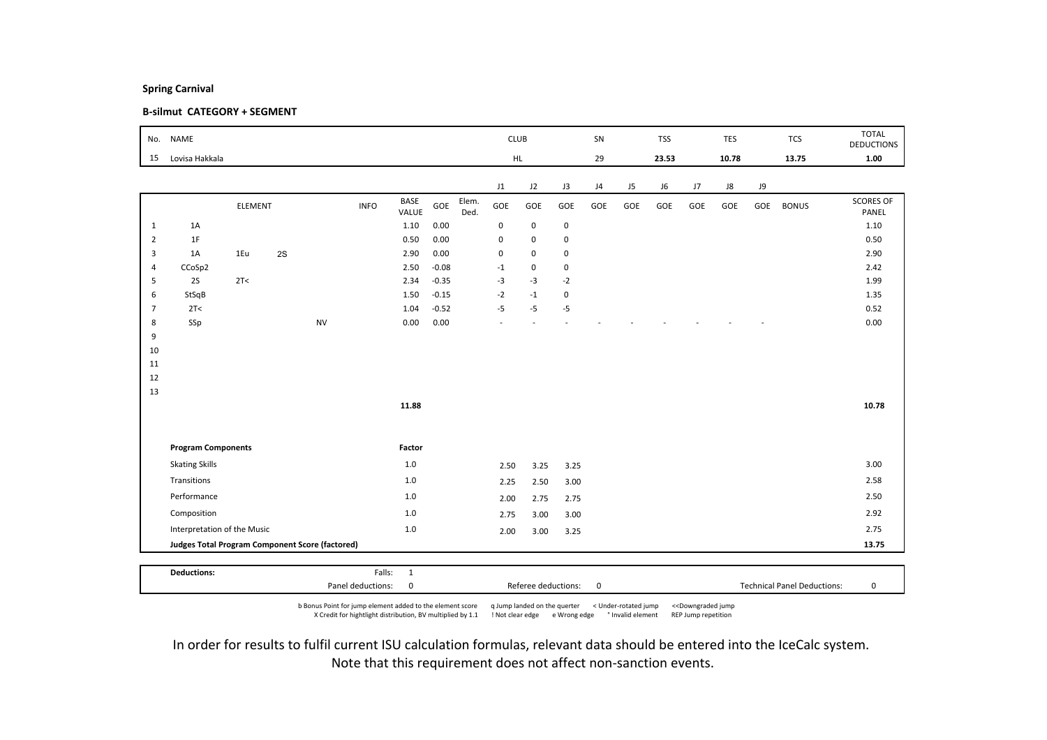**Spring Carnival**

**B-silmut CATEGORY + SEGMENT**

| No. | NAME | CLUB | SN | TSS | TES | TCS | TOTAL DEDUCTIONS |
|---|---|---|---|---|---|---|---|
| 15 | Lovisa Hakkala | HL | 29 | 23.53 | 10.78 | 13.75 | 1.00 |

| | ELEMENT | | | INFO | BASE VALUE | GOE | Elem. Ded. | J1 GOE | J2 GOE | J3 GOE | J4 GOE | J5 GOE | J6 GOE | J7 GOE | J8 GOE | J9 GOE | BONUS | SCORES OF PANEL |
|---|---|---|---|---|---|---|---|---|---|---|---|---|---|---|---|---|---|---|
| 1 | 1A | | | | 1.10 | 0.00 | | 0 | 0 | 0 | | | | | | | | 1.10 |
| 2 | 1F | | | | 0.50 | 0.00 | | 0 | 0 | 0 | | | | | | | | 0.50 |
| 3 | 1A | 1Eu | 2S | | 2.90 | 0.00 | | 0 | 0 | 0 | | | | | | | | 2.90 |
| 4 | CCoSp2 | | | | 2.50 | -0.08 | | -1 | 0 | 0 | | | | | | | | 2.42 |
| 5 | 2S | 2T< | | | 2.34 | -0.35 | | -3 | -3 | -2 | | | | | | | | 1.99 |
| 6 | StSqB | | | | 1.50 | -0.15 | | -2 | -1 | 0 | | | | | | | | 1.35 |
| 7 | 2T< | | | | 1.04 | -0.52 | | -5 | -5 | -5 | | | | | | | | 0.52 |
| 8 | SSp | | | NV | 0.00 | 0.00 | | - | - | - | - | - | - | - | - | - | | 0.00 |
| 9 | | | | | | | | | | | | | | | | | | |
| 10 | | | | | | | | | | | | | | | | | | |
| 11 | | | | | | | | | | | | | | | | | | |
| 12 | | | | | | | | | | | | | | | | | | |
| 13 | | | | | | | | | | | | | | | | | | |
| | | | | | 11.88 | | | | | | | | | | | | | 10.78 |

| Program Components | Factor | J1 | J2 | J3 | SCORES OF PANEL |
|---|---|---|---|---|---|
| Skating Skills | 1.0 | 2.50 | 3.25 | 3.25 | 3.00 |
| Transitions | 1.0 | 2.25 | 2.50 | 3.00 | 2.58 |
| Performance | 1.0 | 2.00 | 2.75 | 2.75 | 2.50 |
| Composition | 1.0 | 2.75 | 3.00 | 3.00 | 2.92 |
| Interpretation of the Music | 1.0 | 2.00 | 3.00 | 3.25 | 2.75 |
| **Judges Total Program Component Score (factored)** | | | | | **13.75** |

**Deductions:** Falls: 1

Panel deductions: 0 | Referee deductions: 0 | Technical Panel Deductions: 0

b Bonus Point for jump element added to the element score | q Jump landed on the querter | < Under-rotated jump | <<Downgraded jump
X Credit for hightlight distribution, BV multiplied by 1.1 | ! Not clear edge | e Wrong edge | * Invalid element | REP Jump repetition

In order for results to fulfil current ISU calculation formulas, relevant data should be entered into the IceCalc system.
Note that this requirement does not affect non-sanction events.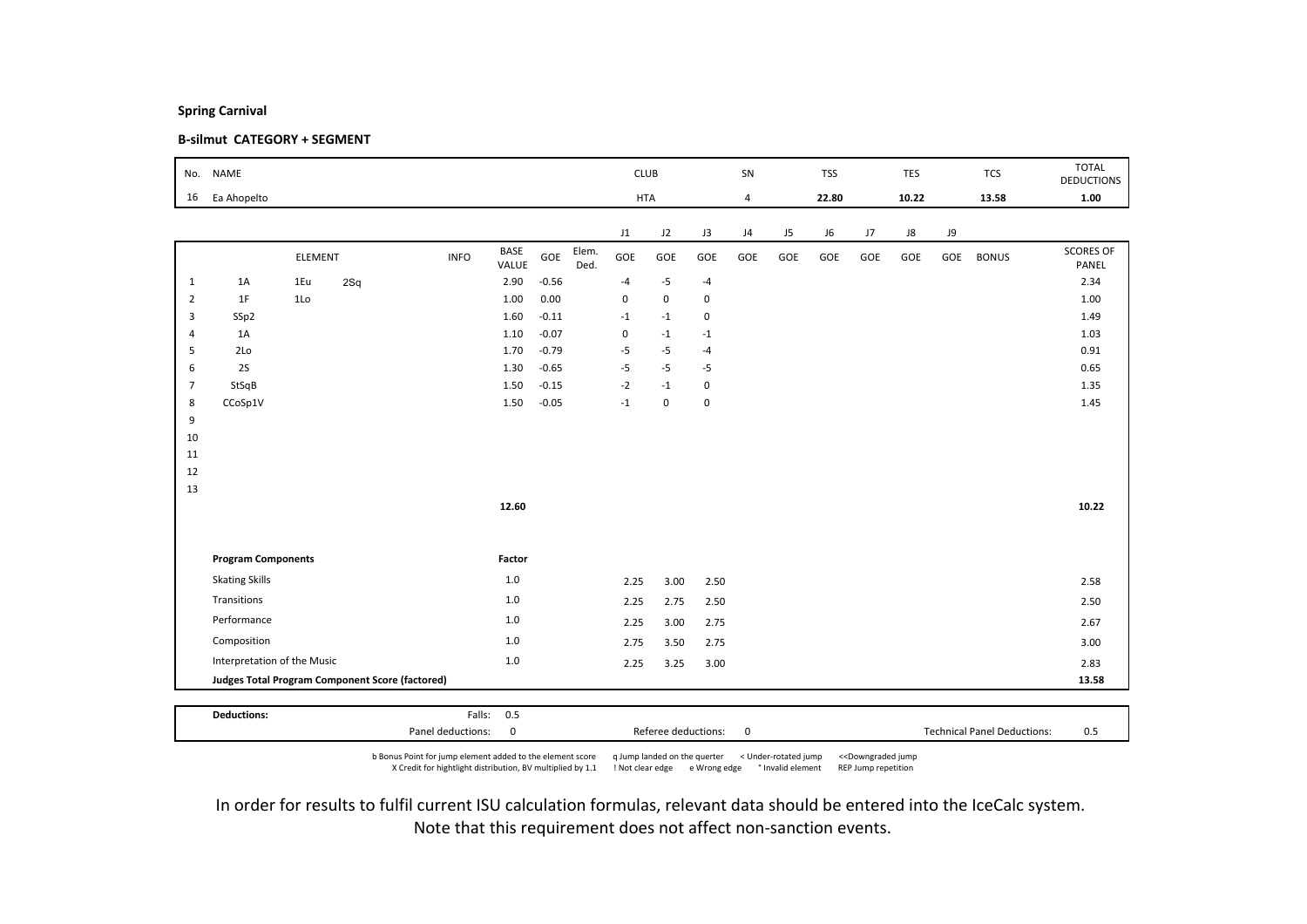**Spring Carnival**

**B-silmut CATEGORY + SEGMENT**

| No. | NAME | CLUB | SN | TSS | TES | TCS | TOTAL DEDUCTIONS |
|---|---|---|---|---|---|---|---|
| 16 | Ea Ahopelto | HTA | 4 | 22.80 | 10.22 | 13.58 | 1.00 |

| | ELEMENT | | | INFO | BASE VALUE | GOE | Elem. Ded. | J1 GOE | J2 GOE | J3 GOE | J4 GOE | J5 GOE | J6 GOE | J7 GOE | J8 GOE | J9 GOE | BONUS | SCORES OF PANEL |
|---|---|---|---|---|---|---|---|---|---|---|---|---|---|---|---|---|---|---|
| 1 | 1A | 1Eu | 2Sq | | 2.90 | -0.56 | | -4 | -5 | -4 | | | | | | | | 2.34 |
| 2 | 1F | 1Lo | | | 1.00 | 0.00 | | 0 | 0 | 0 | | | | | | | | 1.00 |
| 3 | SSp2 | | | | 1.60 | -0.11 | | -1 | -1 | 0 | | | | | | | | 1.49 |
| 4 | 1A | | | | 1.10 | -0.07 | | 0 | -1 | -1 | | | | | | | | 1.03 |
| 5 | 2Lo | | | | 1.70 | -0.79 | | -5 | -5 | -4 | | | | | | | | 0.91 |
| 6 | 2S | | | | 1.30 | -0.65 | | -5 | -5 | -5 | | | | | | | | 0.65 |
| 7 | StSqB | | | | 1.50 | -0.15 | | -2 | -1 | 0 | | | | | | | | 1.35 |
| 8 | CCoSp1V | | | | 1.50 | -0.05 | | -1 | 0 | 0 | | | | | | | | 1.45 |
| 9 | | | | | | | | | | | | | | | | | | |
| 10 | | | | | | | | | | | | | | | | | | |
| 11 | | | | | | | | | | | | | | | | | | |
| 12 | | | | | | | | | | | | | | | | | | |
| 13 | | | | | | | | | | | | | | | | | | |
| | | | | | 12.60 | | | | | | | | | | | | | 10.22 |

| Program Components | Factor | J1 | J2 | J3 | Scores of Panel |
|---|---|---|---|---|---|
| Skating Skills | 1.0 | 2.25 | 3.00 | 2.50 | 2.58 |
| Transitions | 1.0 | 2.25 | 2.75 | 2.50 | 2.50 |
| Performance | 1.0 | 2.25 | 3.00 | 2.75 | 2.67 |
| Composition | 1.0 | 2.75 | 3.50 | 2.75 | 3.00 |
| Interpretation of the Music | 1.0 | 2.25 | 3.25 | 3.00 | 2.83 |
| **Judges Total Program Component Score (factored)** | | | | | **13.58** |

| **Deductions:** | Falls: | 0.5 | | | | |
|---|---|---|---|---|---|---|
| | Panel deductions: | 0 | Referee deductions: | 0 | Technical Panel Deductions: | 0.5 |

b Bonus Point for jump element added to the element score q Jump landed on the querter < Under-rotated jump <<Downgraded jump
X Credit for hightlight distribution, BV multiplied by 1.1 ! Not clear edge e Wrong edge * Invalid element REP Jump repetition

In order for results to fulfil current ISU calculation formulas, relevant data should be entered into the IceCalc system.
Note that this requirement does not affect non-sanction events.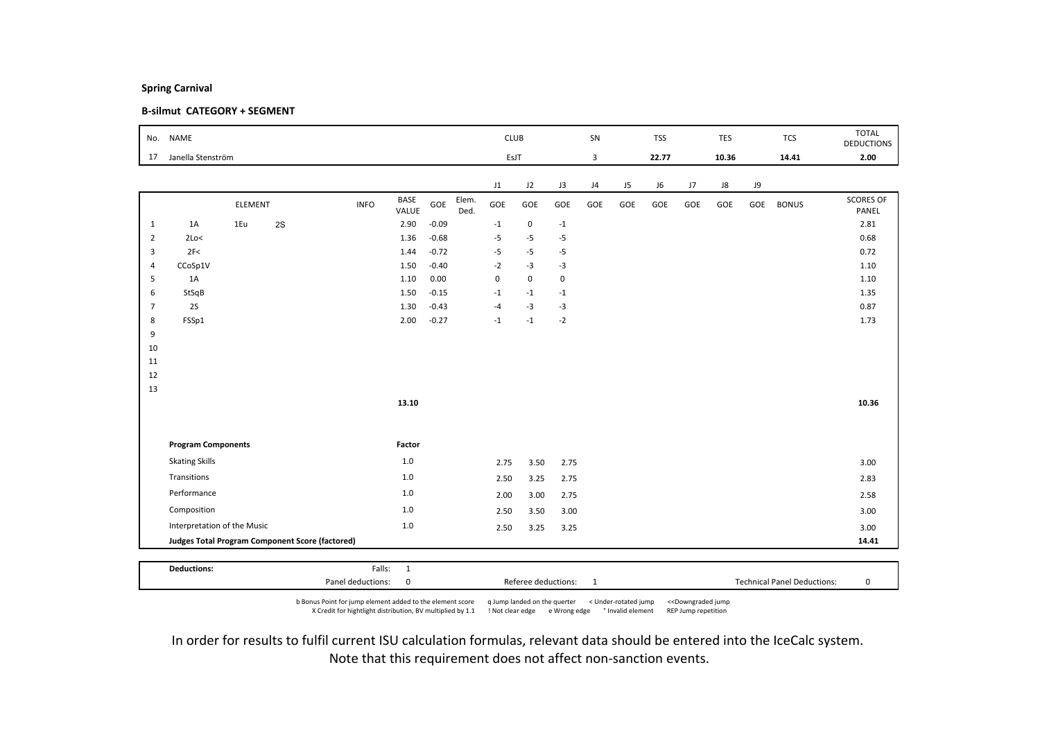**Spring Carnival**

**B-silmut CATEGORY + SEGMENT**

| No. | NAME | CLUB | SN | TSS | TES | TCS | TOTAL DEDUCTIONS |
|---|---|---|---|---|---|---|---|
| 17 | Janella Stenström | EsJT | 3 | 22.77 | 10.36 | 14.41 | 2.00 |

| | ELEMENT | INFO | BASE VALUE | GOE | Elem. Ded. | J1 GOE | J2 GOE | J3 GOE | J4 GOE | J5 GOE | J6 GOE | J7 GOE | J8 GOE | J9 GOE | BONUS | SCORES OF PANEL |
|---|---|---|---|---|---|---|---|---|---|---|---|---|---|---|---|---|
| 1 | 1A 1Eu 2S | | 2.90 | -0.09 | | -1 | 0 | -1 | | | | | | | | 2.81 |
| 2 | 2Lo< | | 1.36 | -0.68 | | -5 | -5 | -5 | | | | | | | | 0.68 |
| 3 | 2F< | | 1.44 | -0.72 | | -5 | -5 | -5 | | | | | | | | 0.72 |
| 4 | CCoSp1V | | 1.50 | -0.40 | | -2 | -3 | -3 | | | | | | | | 1.10 |
| 5 | 1A | | 1.10 | 0.00 | | 0 | 0 | 0 | | | | | | | | 1.10 |
| 6 | StSqB | | 1.50 | -0.15 | | -1 | -1 | -1 | | | | | | | | 1.35 |
| 7 | 2S | | 1.30 | -0.43 | | -4 | -3 | -3 | | | | | | | | 0.87 |
| 8 | FSSp1 | | 2.00 | -0.27 | | -1 | -1 | -2 | | | | | | | | 1.73 |
| 9 | | | | | | | | | | | | | | | | |
| 10 | | | | | | | | | | | | | | | | |
| 11 | | | | | | | | | | | | | | | | |
| 12 | | | | | | | | | | | | | | | | |
| 13 | | | | | | | | | | | | | | | | |
| | | | 13.10 | | | | | | | | | | | | | 10.36 |

| Program Components | Factor | J1 | J2 | J3 | J4 | J5 | J6 | J7 | J8 | J9 | SCORES OF PANEL |
|---|---|---|---|---|---|---|---|---|---|---|---|
| Skating Skills | 1.0 | 2.75 | 3.50 | 2.75 | | | | | | | 3.00 |
| Transitions | 1.0 | 2.50 | 3.25 | 2.75 | | | | | | | 2.83 |
| Performance | 1.0 | 2.00 | 3.00 | 2.75 | | | | | | | 2.58 |
| Composition | 1.0 | 2.50 | 3.50 | 3.00 | | | | | | | 3.00 |
| Interpretation of the Music | 1.0 | 2.50 | 3.25 | 3.25 | | | | | | | 3.00 |
| **Judges Total Program Component Score (factored)** | | | | | | | | | | | **14.41** |

| Deductions: | | |
|---|---|---|
| Falls: 1 | | |
| Panel deductions: 0 | Referee deductions: 1 | Technical Panel Deductions: 0 |

b Bonus Point for jump element added to the element score q Jump landed on the querter < Under-rotated jump <<Downgraded jump
X Credit for hightlight distribution, BV multiplied by 1.1 ! Not clear edge e Wrong edge * Invalid element REP Jump repetition

In order for results to fulfil current ISU calculation formulas, relevant data should be entered into the IceCalc system.
Note that this requirement does not affect non-sanction events.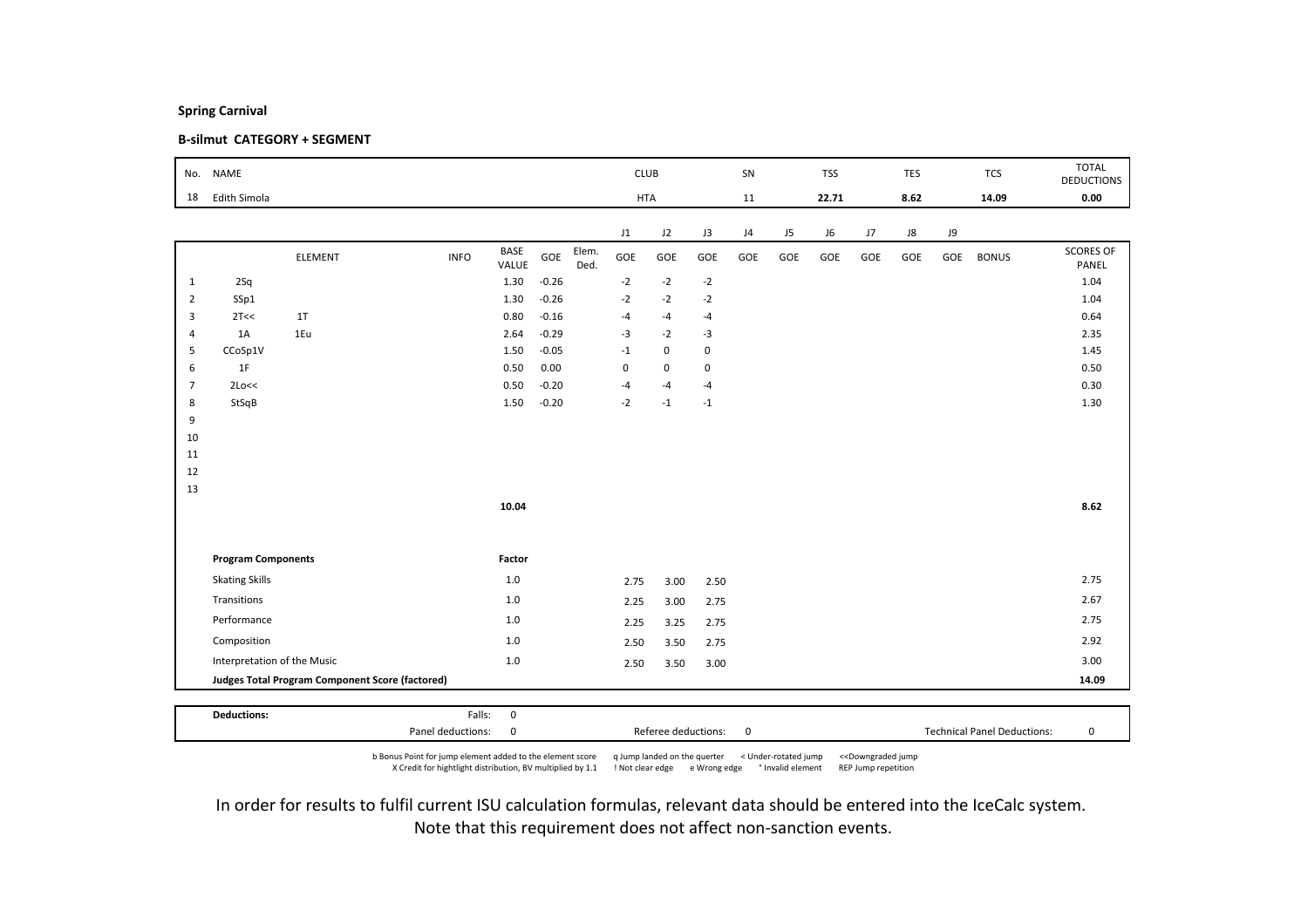**Spring Carnival**

**B-silmut CATEGORY + SEGMENT**

| No. | NAME | CLUB | SN | TSS | TES | TCS | TOTAL DEDUCTIONS |
|---|---|---|---|---|---|---|---|
| 18 | Edith Simola | HTA | 11 | **22.71** | **8.62** | **14.09** | **0.00** |

| | ELEMENT | | INFO | BASE VALUE | GOE | Elem. Ded. | J1 GOE | J2 GOE | J3 GOE | J4 GOE | J5 GOE | J6 GOE | J7 GOE | J8 GOE | J9 GOE | BONUS | SCORES OF PANEL |
|---|---|---|---|---|---|---|---|---|---|---|---|---|---|---|---|---|---|
| 1 | 2Sq | | | 1.30 | -0.26 | | -2 | -2 | -2 | | | | | | | | 1.04 |
| 2 | SSp1 | | | 1.30 | -0.26 | | -2 | -2 | -2 | | | | | | | | 1.04 |
| 3 | 2T<< | 1T | | 0.80 | -0.16 | | -4 | -4 | -4 | | | | | | | | 0.64 |
| 4 | 1A | 1Eu | | 2.64 | -0.29 | | -3 | -2 | -3 | | | | | | | | 2.35 |
| 5 | CCoSp1V | | | 1.50 | -0.05 | | -1 | 0 | 0 | | | | | | | | 1.45 |
| 6 | 1F | | | 0.50 | 0.00 | | 0 | 0 | 0 | | | | | | | | 0.50 |
| 7 | 2Lo<< | | | 0.50 | -0.20 | | -4 | -4 | -4 | | | | | | | | 0.30 |
| 8 | StSqB | | | 1.50 | -0.20 | | -2 | -1 | -1 | | | | | | | | 1.30 |
| 9 | | | | | | | | | | | | | | | | | |
| 10 | | | | | | | | | | | | | | | | | |
| 11 | | | | | | | | | | | | | | | | | |
| 12 | | | | | | | | | | | | | | | | | |
| 13 | | | | | | | | | | | | | | | | | |
| | | | | **10.04** | | | | | | | | | | | | | **8.62** |

| Program Components | Factor | J1 | J2 | J3 | SCORES OF PANEL |
|---|---|---|---|---|---|
| Skating Skills | 1.0 | 2.75 | 3.00 | 2.50 | 2.75 |
| Transitions | 1.0 | 2.25 | 3.00 | 2.75 | 2.67 |
| Performance | 1.0 | 2.25 | 3.25 | 2.75 | 2.75 |
| Composition | 1.0 | 2.50 | 3.50 | 2.75 | 2.92 |
| Interpretation of the Music | 1.0 | 2.50 | 3.50 | 3.00 | 3.00 |
| **Judges Total Program Component Score (factored)** | | | | | **14.09** |

| **Deductions:** | Falls: | 0 | | | | |
|---|---|---|---|---|---|---|
| | Panel deductions: | 0 | Referee deductions: | 0 | Technical Panel Deductions: | 0 |

b Bonus Point for jump element added to the element score &nbsp; q Jump landed on the querter &nbsp; < Under-rotated jump &nbsp; <<Downgraded jump
X Credit for hightlight distribution, BV multiplied by 1.1 &nbsp; ! Not clear edge &nbsp; e Wrong edge &nbsp; * Invalid element &nbsp; REP Jump repetition

In order for results to fulfil current ISU calculation formulas, relevant data should be entered into the IceCalc system.
Note that this requirement does not affect non-sanction events.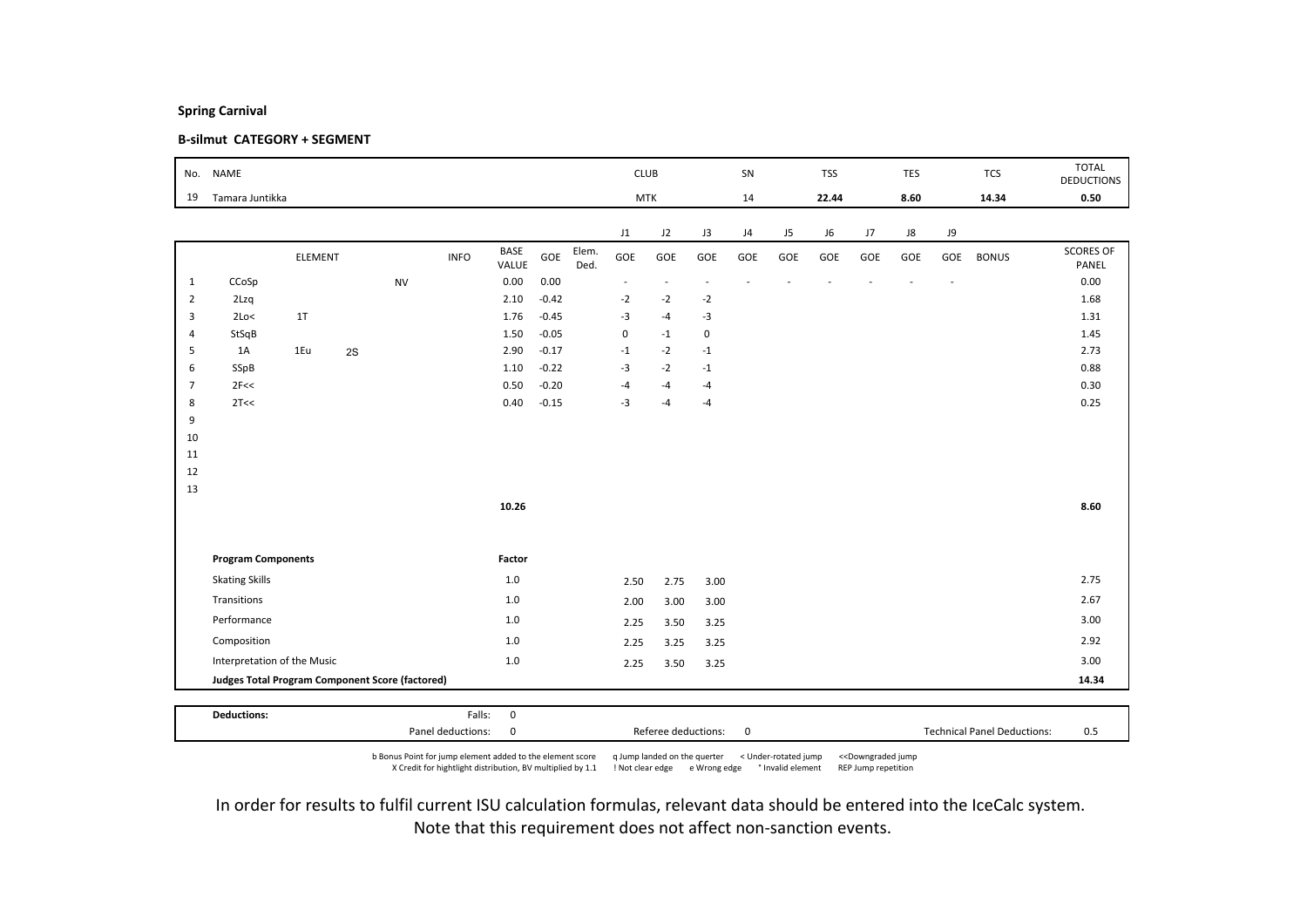**Spring Carnival**

**B-silmut CATEGORY + SEGMENT**

| No. | NAME | CLUB | SN | TSS | TES | TCS | TOTAL DEDUCTIONS |
|---|---|---|---|---|---|---|---|
| 19 | Tamara Juntikka | MTK | 14 | **22.44** | **8.60** | **14.34** | **0.50** |

| | ELEMENT | | | INFO | BASE VALUE | GOE | Elem. Ded. | J1 GOE | J2 GOE | J3 GOE | J4 GOE | J5 GOE | J6 GOE | J7 GOE | J8 GOE | J9 GOE | BONUS | SCORES OF PANEL |
|---|---|---|---|---|---|---|---|---|---|---|---|---|---|---|---|---|---|---|
| 1 | CCoSp | | | NV | 0.00 | 0.00 | | - | - | - | - | - | - | - | - | - | | 0.00 |
| 2 | 2Lzq | | | | 2.10 | -0.42 | | -2 | -2 | -2 | | | | | | | | 1.68 |
| 3 | 2Lo< | 1T | | | 1.76 | -0.45 | | -3 | -4 | -3 | | | | | | | | 1.31 |
| 4 | StSqB | | | | 1.50 | -0.05 | | 0 | -1 | 0 | | | | | | | | 1.45 |
| 5 | 1A | 1Eu | 2S | | 2.90 | -0.17 | | -1 | -2 | -1 | | | | | | | | 2.73 |
| 6 | SSpB | | | | 1.10 | -0.22 | | -3 | -2 | -1 | | | | | | | | 0.88 |
| 7 | 2F<< | | | | 0.50 | -0.20 | | -4 | -4 | -4 | | | | | | | | 0.30 |
| 8 | 2T<< | | | | 0.40 | -0.15 | | -3 | -4 | -4 | | | | | | | | 0.25 |
| 9 | | | | | | | | | | | | | | | | | | |
| 10 | | | | | | | | | | | | | | | | | | |
| 11 | | | | | | | | | | | | | | | | | | |
| 12 | | | | | | | | | | | | | | | | | | |
| 13 | | | | | | | | | | | | | | | | | | |
| | | | | | **10.26** | | | | | | | | | | | | | **8.60** |

| Program Components | Factor | J1 | J2 | J3 | SCORES OF PANEL |
|---|---|---|---|---|---|
| Skating Skills | 1.0 | 2.50 | 2.75 | 3.00 | 2.75 |
| Transitions | 1.0 | 2.00 | 3.00 | 3.00 | 2.67 |
| Performance | 1.0 | 2.25 | 3.50 | 3.25 | 3.00 |
| Composition | 1.0 | 2.25 | 3.25 | 3.25 | 2.92 |
| Interpretation of the Music | 1.0 | 2.25 | 3.50 | 3.25 | 3.00 |
| **Judges Total Program Component Score (factored)** | | | | | **14.34** |

| **Deductions:** | Falls: | 0 | | | | |
|---|---|---|---|---|---|---|
| | Panel deductions: | 0 | Referee deductions: | 0 | Technical Panel Deductions: | 0.5 |

b Bonus Point for jump element added to the element score q Jump landed on the querter < Under-rotated jump <<Downgraded jump
X Credit for hightlight distribution, BV multiplied by 1.1 ! Not clear edge e Wrong edge * Invalid element REP Jump repetition

In order for results to fulfil current ISU calculation formulas, relevant data should be entered into the IceCalc system.
Note that this requirement does not affect non-sanction events.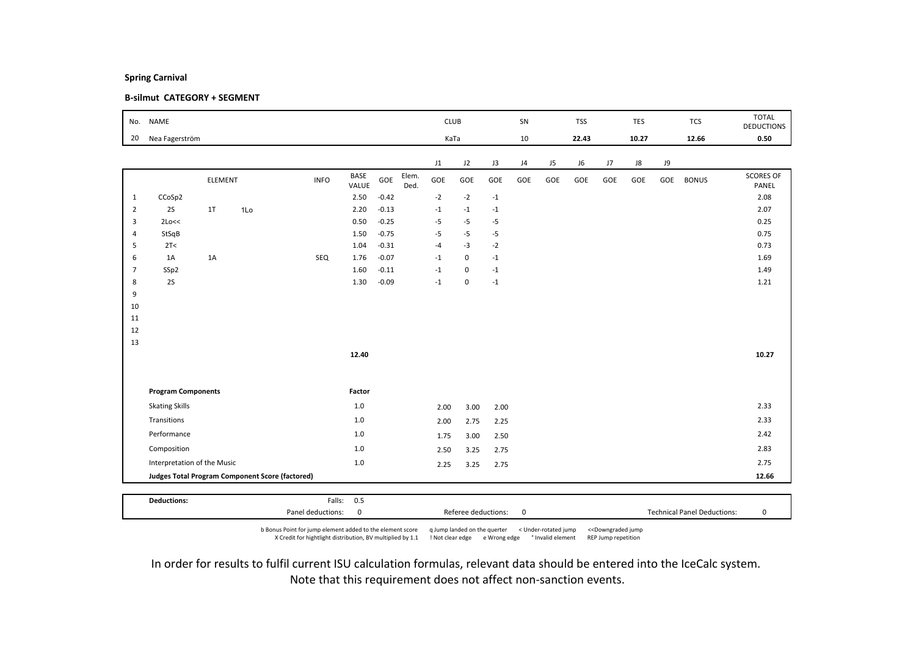**Spring Carnival**

**B-silmut CATEGORY + SEGMENT**

| No. | NAME | CLUB | SN | TSS | TES | TCS | TOTAL DEDUCTIONS |
|---|---|---|---|---|---|---|---|
| 20 | Nea Fagerström | KaTa | 10 | 22.43 | 10.27 | 12.66 | 0.50 |

| | ELEMENT | | | INFO | BASE VALUE | GOE | Elem. Ded. | J1 GOE | J2 GOE | J3 GOE | J4 GOE | J5 GOE | J6 GOE | J7 GOE | J8 GOE | J9 GOE | BONUS | SCORES OF PANEL |
|---|---|---|---|---|---|---|---|---|---|---|---|---|---|---|---|---|---|---|
| 1 | CCoSp2 | | | | 2.50 | -0.42 | | -2 | -2 | -1 | | | | | | | | 2.08 |
| 2 | 2S | 1T | 1Lo | | 2.20 | -0.13 | | -1 | -1 | -1 | | | | | | | | 2.07 |
| 3 | 2Lo<< | | | | 0.50 | -0.25 | | -5 | -5 | -5 | | | | | | | | 0.25 |
| 4 | StSqB | | | | 1.50 | -0.75 | | -5 | -5 | -5 | | | | | | | | 0.75 |
| 5 | 2T< | | | | 1.04 | -0.31 | | -4 | -3 | -2 | | | | | | | | 0.73 |
| 6 | 1A | 1A | | SEQ | 1.76 | -0.07 | | -1 | 0 | -1 | | | | | | | | 1.69 |
| 7 | SSp2 | | | | 1.60 | -0.11 | | -1 | 0 | -1 | | | | | | | | 1.49 |
| 8 | 2S | | | | 1.30 | -0.09 | | -1 | 0 | -1 | | | | | | | | 1.21 |
| 9 | | | | | | | | | | | | | | | | | | |
| 10 | | | | | | | | | | | | | | | | | | |
| 11 | | | | | | | | | | | | | | | | | | |
| 12 | | | | | | | | | | | | | | | | | | |
| 13 | | | | | | | | | | | | | | | | | | |
| | | | | | 12.40 | | | | | | | | | | | | | 10.27 |

| Program Components | Factor | J1 | J2 | J3 | | |
|---|---|---|---|---|---|---|
| Skating Skills | 1.0 | 2.00 | 3.00 | 2.00 | | 2.33 |
| Transitions | 1.0 | 2.00 | 2.75 | 2.25 | | 2.33 |
| Performance | 1.0 | 1.75 | 3.00 | 2.50 | | 2.42 |
| Composition | 1.0 | 2.50 | 3.25 | 2.75 | | 2.83 |
| Interpretation of the Music | 1.0 | 2.25 | 3.25 | 2.75 | | 2.75 |
| **Judges Total Program Component Score (factored)** | | | | | | **12.66** |

| **Deductions:** | Falls: 0.5 | | |
|---|---|---|---|
| | Panel deductions: 0 | Referee deductions: 0 | Technical Panel Deductions: 0 |

b Bonus Point for jump element added to the element score  q Jump landed on the querter  < Under-rotated jump  <<Downgraded jump
X Credit for hightlight distribution, BV multiplied by 1.1  ! Not clear edge  e Wrong edge  * Invalid element  REP Jump repetition

In order for results to fulfil current ISU calculation formulas, relevant data should be entered into the IceCalc system.
Note that this requirement does not affect non-sanction events.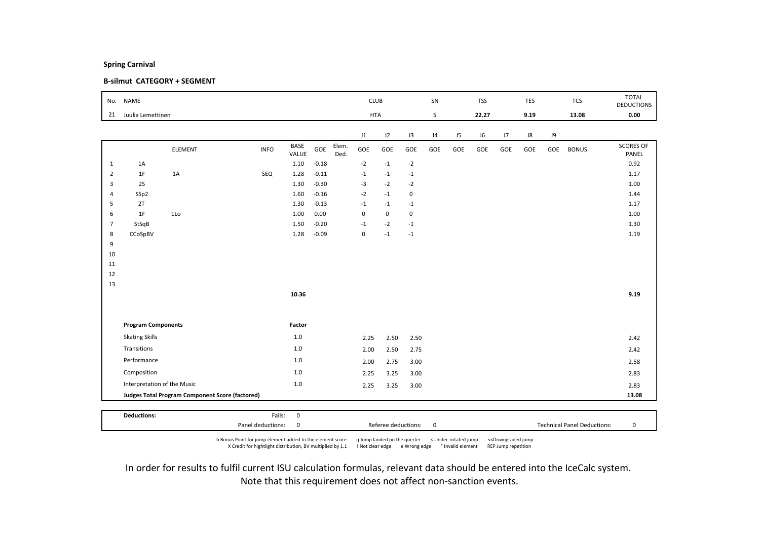**Spring Carnival**

**B-silmut CATEGORY + SEGMENT**

| No. | NAME | CLUB | SN | TSS | TES | TCS | TOTAL DEDUCTIONS |
|---|---|---|---|---|---|---|---|
| 21 | Juulia Lemettinen | HTA | 5 | 22.27 | 9.19 | 13.08 | 0.00 |

| | ELEMENT | | INFO | BASE VALUE | GOE | Elem. Ded. | J1 GOE | J2 GOE | J3 GOE | J4 GOE | J5 GOE | J6 GOE | J7 GOE | J8 GOE | J9 GOE | BONUS | SCORES OF PANEL |
|---|---|---|---|---|---|---|---|---|---|---|---|---|---|---|---|---|---|
| 1 | 1A | | | 1.10 | -0.18 | | -2 | -1 | -2 | | | | | | | | 0.92 |
| 2 | 1F | 1A | SEQ | 1.28 | -0.11 | | -1 | -1 | -1 | | | | | | | | 1.17 |
| 3 | 2S | | | 1.30 | -0.30 | | -3 | -2 | -2 | | | | | | | | 1.00 |
| 4 | SSp2 | | | 1.60 | -0.16 | | -2 | -1 | 0 | | | | | | | | 1.44 |
| 5 | 2T | | | 1.30 | -0.13 | | -1 | -1 | -1 | | | | | | | | 1.17 |
| 6 | 1F | 1Lo | | 1.00 | 0.00 | | 0 | 0 | 0 | | | | | | | | 1.00 |
| 7 | StSqB | | | 1.50 | -0.20 | | -1 | -2 | -1 | | | | | | | | 1.30 |
| 8 | CCoSpBV | | | 1.28 | -0.09 | | 0 | -1 | -1 | | | | | | | | 1.19 |
| 9 | | | | | | | | | | | | | | | | | |
| 10 | | | | | | | | | | | | | | | | | |
| 11 | | | | | | | | | | | | | | | | | |
| 12 | | | | | | | | | | | | | | | | | |
| 13 | | | | | | | | | | | | | | | | | |
| | | | | 10.36 | | | | | | | | | | | | | 9.19 |

| Program Components | Factor | J1 | J2 | J3 | J4 | J5 | J6 | J7 | J8 | J9 | SCORES OF PANEL |
|---|---|---|---|---|---|---|---|---|---|---|---|
| Skating Skills | 1.0 | 2.25 | 2.50 | 2.50 | | | | | | | 2.42 |
| Transitions | 1.0 | 2.00 | 2.50 | 2.75 | | | | | | | 2.42 |
| Performance | 1.0 | 2.00 | 2.75 | 3.00 | | | | | | | 2.58 |
| Composition | 1.0 | 2.25 | 3.25 | 3.00 | | | | | | | 2.83 |
| Interpretation of the Music | 1.0 | 2.25 | 3.25 | 3.00 | | | | | | | 2.83 |
| **Judges Total Program Component Score (factored)** | | | | | | | | | | | **13.08** |

| **Deductions:** | Falls: | 0 | | | |
|---|---|---|---|---|---|
| | Panel deductions: | 0 | Referee deductions: 0 | Technical Panel Deductions: | 0 |

b Bonus Point for jump element added to the element score &nbsp; q Jump landed on the querter &nbsp; < Under-rotated jump &nbsp; <<Downgraded jump
X Credit for hightlight distribution, BV multiplied by 1.1 &nbsp; ! Not clear edge &nbsp; e Wrong edge &nbsp; * Invalid element &nbsp; REP Jump repetition

In order for results to fulfil current ISU calculation formulas, relevant data should be entered into the IceCalc system.
Note that this requirement does not affect non-sanction events.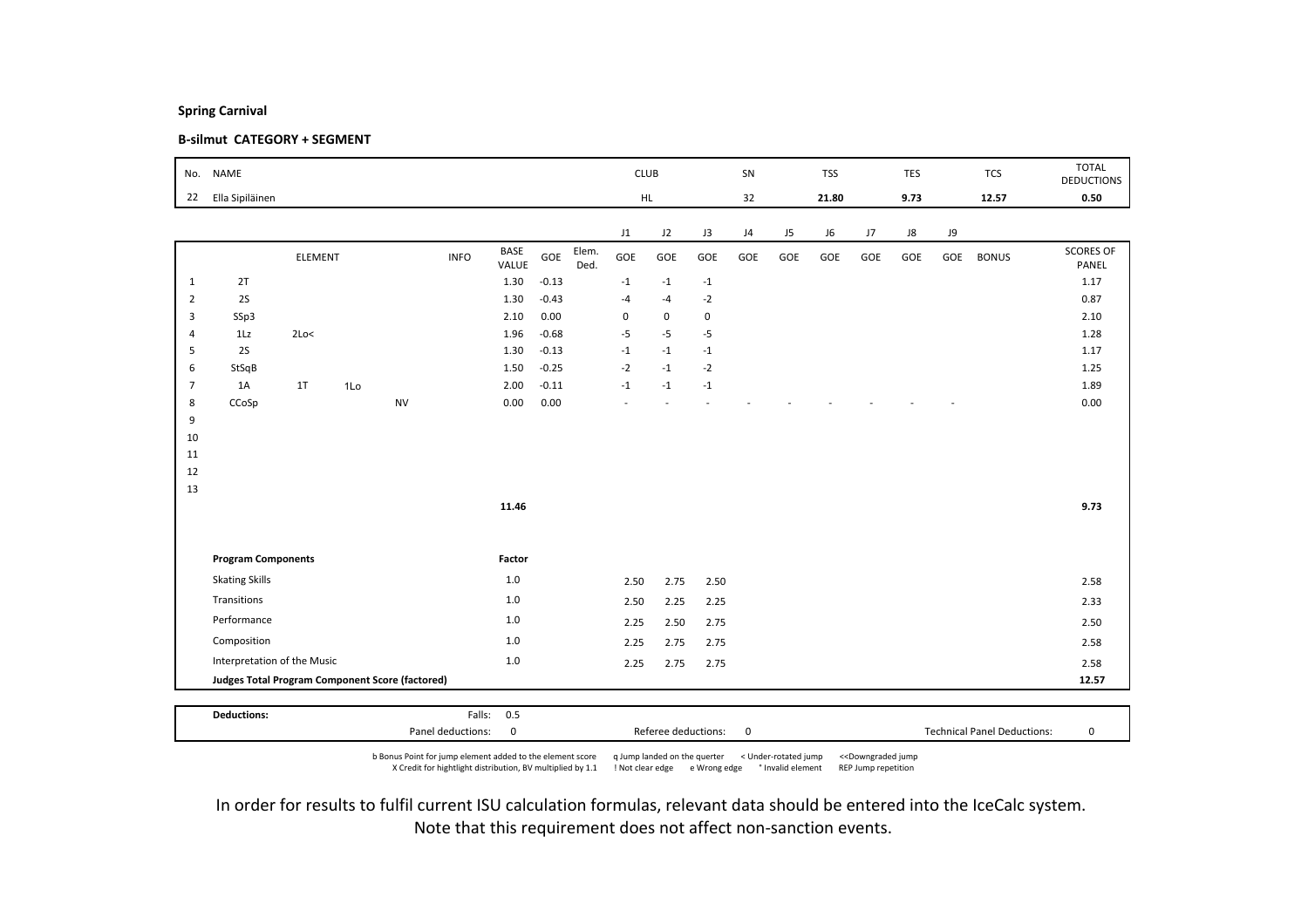**Spring Carnival**

**B-silmut CATEGORY + SEGMENT**

| No. | NAME | CLUB | SN | TSS | TES | TCS | TOTAL DEDUCTIONS |
|---|---|---|---|---|---|---|---|
| 22 | Ella Sipiläinen | HL | 32 | 21.80 | 9.73 | 12.57 | 0.50 |

| | ELEMENT | | | INFO | BASE VALUE | GOE | Elem. Ded. | J1 GOE | J2 GOE | J3 GOE | J4 GOE | J5 GOE | J6 GOE | J7 GOE | J8 GOE | J9 GOE | BONUS | SCORES OF PANEL |
|---|---|---|---|---|---|---|---|---|---|---|---|---|---|---|---|---|---|---|
| 1 | 2T | | | | 1.30 | -0.13 | | -1 | -1 | -1 | | | | | | | | 1.17 |
| 2 | 2S | | | | 1.30 | -0.43 | | -4 | -4 | -2 | | | | | | | | 0.87 |
| 3 | SSp3 | | | | 2.10 | 0.00 | | 0 | 0 | 0 | | | | | | | | 2.10 |
| 4 | 1Lz | 2Lo< | | | 1.96 | -0.68 | | -5 | -5 | -5 | | | | | | | | 1.28 |
| 5 | 2S | | | | 1.30 | -0.13 | | -1 | -1 | -1 | | | | | | | | 1.17 |
| 6 | StSqB | | | | 1.50 | -0.25 | | -2 | -1 | -2 | | | | | | | | 1.25 |
| 7 | 1A | 1T | 1Lo | | 2.00 | -0.11 | | -1 | -1 | -1 | | | | | | | | 1.89 |
| 8 | CCoSp | | | NV | 0.00 | 0.00 | | - | - | - | - | - | - | - | - | - | | 0.00 |
| 9 | | | | | | | | | | | | | | | | | | |
| 10 | | | | | | | | | | | | | | | | | | |
| 11 | | | | | | | | | | | | | | | | | | |
| 12 | | | | | | | | | | | | | | | | | | |
| 13 | | | | | | | | | | | | | | | | | | |
| | | | | | 11.46 | | | | | | | | | | | | | 9.73 |

| Program Components | Factor | J1 | J2 | J3 | Scores of Panel |
|---|---|---|---|---|---|
| Skating Skills | 1.0 | 2.50 | 2.75 | 2.50 | 2.58 |
| Transitions | 1.0 | 2.50 | 2.25 | 2.25 | 2.33 |
| Performance | 1.0 | 2.25 | 2.50 | 2.75 | 2.50 |
| Composition | 1.0 | 2.25 | 2.75 | 2.75 | 2.58 |
| Interpretation of the Music | 1.0 | 2.25 | 2.75 | 2.75 | 2.58 |
| **Judges Total Program Component Score (factored)** | | | | | **12.57** |

**Deductions:** Falls: 0.5

Panel deductions: 0 | Referee deductions: 0 | Technical Panel Deductions: 0

b Bonus Point for jump element added to the element score | q Jump landed on the quarter | < Under-rotated jump | << Downgraded jump
X Credit for hightlight distribution, BV multiplied by 1.1 | ! Not clear edge | e Wrong edge | * Invalid element | REP Jump repetition

In order for results to fulfil current ISU calculation formulas, relevant data should be entered into the IceCalc system.
Note that this requirement does not affect non-sanction events.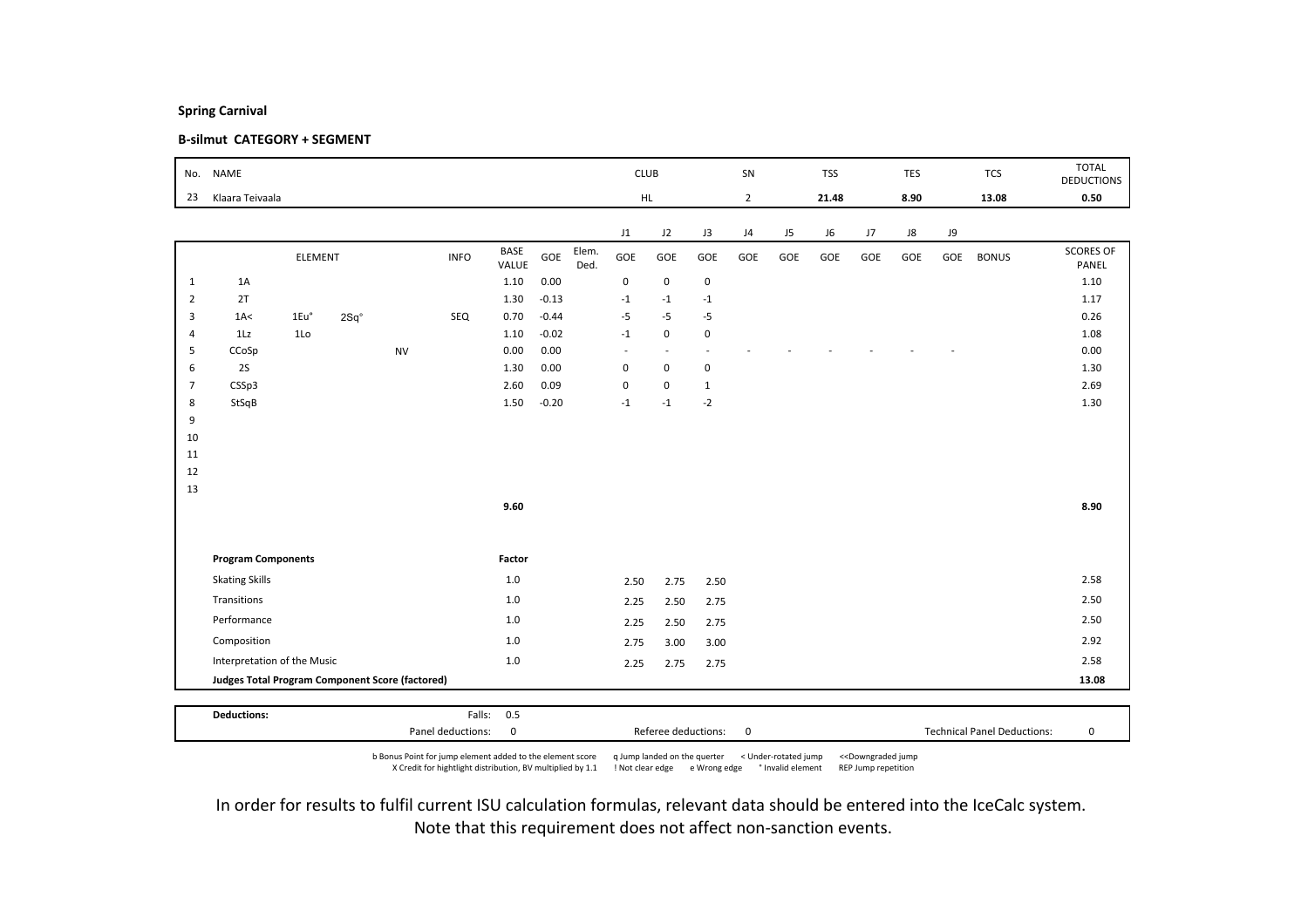**Spring Carnival**

**B-silmut CATEGORY + SEGMENT**

| No. | NAME | CLUB | SN | TSS | TES | TCS | TOTAL DEDUCTIONS |
|---|---|---|---|---|---|---|---|
| 23 | Klaara Teivaala | HL | 2 | 21.48 | 8.90 | 13.08 | 0.50 |

| | ELEMENT | | | | INFO | BASE VALUE | GOE | Elem. Ded. | J1 GOE | J2 GOE | J3 GOE | J4 GOE | J5 GOE | J6 GOE | J7 GOE | J8 GOE | J9 GOE | BONUS | SCORES OF PANEL |
|---|---|---|---|---|---|---|---|---|---|---|---|---|---|---|---|---|---|---|---|
| 1 | 1A | | | | | 1.10 | 0.00 | | 0 | 0 | 0 | | | | | | | | 1.10 |
| 2 | 2T | | | | | 1.30 | -0.13 | | -1 | -1 | -1 | | | | | | | | 1.17 |
| 3 | 1A< | 1Eu* | 2Sq* | | SEQ | 0.70 | -0.44 | | -5 | -5 | -5 | | | | | | | | 0.26 |
| 4 | 1Lz | 1Lo | | | | 1.10 | -0.02 | | -1 | 0 | 0 | | | | | | | | 1.08 |
| 5 | CCoSp | | | NV | | 0.00 | 0.00 | | - | - | - | - | - | - | - | - | - | | 0.00 |
| 6 | 2S | | | | | 1.30 | 0.00 | | 0 | 0 | 0 | | | | | | | | 1.30 |
| 7 | CSSp3 | | | | | 2.60 | 0.09 | | 0 | 0 | 1 | | | | | | | | 2.69 |
| 8 | StSqB | | | | | 1.50 | -0.20 | | -1 | -1 | -2 | | | | | | | | 1.30 |
| 9 | | | | | | | | | | | | | | | | | | | |
| 10 | | | | | | | | | | | | | | | | | | | |
| 11 | | | | | | | | | | | | | | | | | | | |
| 12 | | | | | | | | | | | | | | | | | | | |
| 13 | | | | | | | | | | | | | | | | | | | |
| | | | | | | 9.60 | | | | | | | | | | | | | 8.90 |

| Program Components | Factor | J1 | J2 | J3 | SCORES OF PANEL |
|---|---|---|---|---|---|
| Skating Skills | 1.0 | 2.50 | 2.75 | 2.50 | 2.58 |
| Transitions | 1.0 | 2.25 | 2.50 | 2.75 | 2.50 |
| Performance | 1.0 | 2.25 | 2.50 | 2.75 | 2.50 |
| Composition | 1.0 | 2.75 | 3.00 | 3.00 | 2.92 |
| Interpretation of the Music | 1.0 | 2.25 | 2.75 | 2.75 | 2.58 |
| **Judges Total Program Component Score (factored)** | | | | | **13.08** |

**Deductions:** Falls: 0.5

Panel deductions: 0 | Referee deductions: 0 | Technical Panel Deductions: 0

b Bonus Point for jump element added to the element score | q Jump landed on the querter | < Under-rotated jump | << Downgraded jump
X Credit for hightlight distribution, BV multiplied by 1.1 | ! Not clear edge | e Wrong edge | * Invalid element | REP Jump repetition

In order for results to fulfil current ISU calculation formulas, relevant data should be entered into the IceCalc system. Note that this requirement does not affect non-sanction events.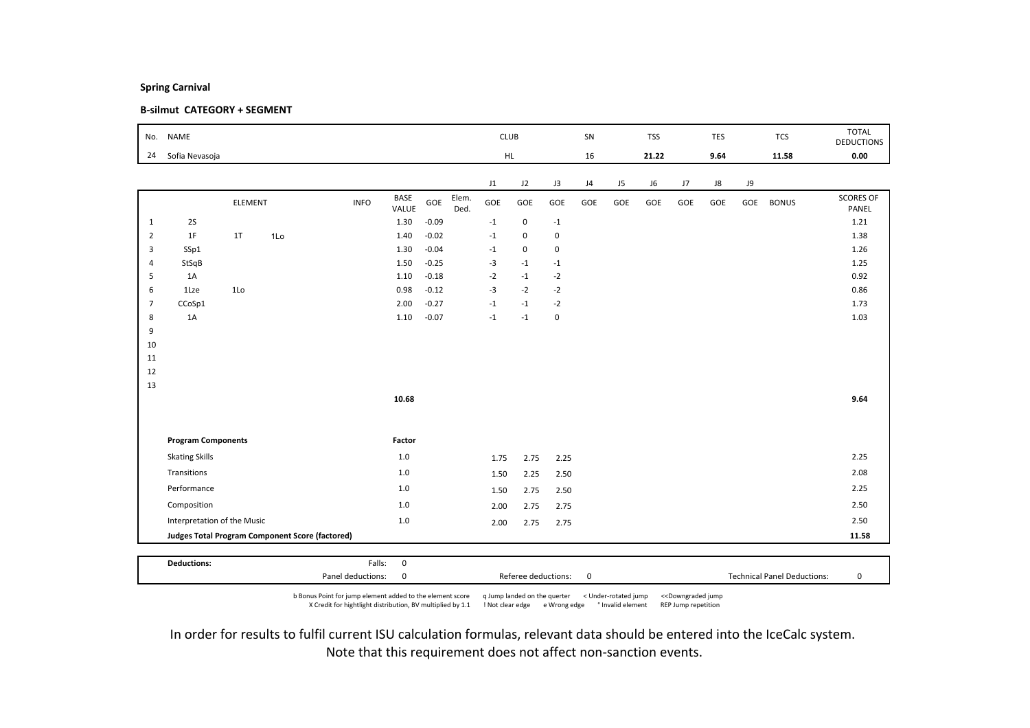**Spring Carnival**

**B-silmut CATEGORY + SEGMENT**

| No. | NAME | CLUB | SN | TSS | TES | TCS | TOTAL DEDUCTIONS |
|---|---|---|---|---|---|---|---|
| 24 | Sofia Nevasoja | HL | 16 | **21.22** | **9.64** | **11.58** | **0.00** |

| | ELEMENT | | | INFO | BASE VALUE | GOE | Elem. Ded. | J1 GOE | J2 GOE | J3 GOE | J4 GOE | J5 GOE | J6 GOE | J7 GOE | J8 GOE | J9 GOE | BONUS | SCORES OF PANEL |
|---|---|---|---|---|---|---|---|---|---|---|---|---|---|---|---|---|---|---|
| 1 | 2S | | | | 1.30 | -0.09 | | -1 | 0 | -1 | | | | | | | | 1.21 |
| 2 | 1F | 1T | 1Lo | | 1.40 | -0.02 | | -1 | 0 | 0 | | | | | | | | 1.38 |
| 3 | SSp1 | | | | 1.30 | -0.04 | | -1 | 0 | 0 | | | | | | | | 1.26 |
| 4 | StSqB | | | | 1.50 | -0.25 | | -3 | -1 | -1 | | | | | | | | 1.25 |
| 5 | 1A | | | | 1.10 | -0.18 | | -2 | -1 | -2 | | | | | | | | 0.92 |
| 6 | 1Lze | 1Lo | | | 0.98 | -0.12 | | -3 | -2 | -2 | | | | | | | | 0.86 |
| 7 | CCoSp1 | | | | 2.00 | -0.27 | | -1 | -1 | -2 | | | | | | | | 1.73 |
| 8 | 1A | | | | 1.10 | -0.07 | | -1 | -1 | 0 | | | | | | | | 1.03 |
| 9 | | | | | | | | | | | | | | | | | | |
| 10 | | | | | | | | | | | | | | | | | | |
| 11 | | | | | | | | | | | | | | | | | | |
| 12 | | | | | | | | | | | | | | | | | | |
| 13 | | | | | | | | | | | | | | | | | | |
| | | | | | **10.68** | | | | | | | | | | | | | **9.64** |

| Program Components | Factor | J1 | J2 | J3 | | SCORES OF PANEL |
|---|---|---|---|---|---|---|
| Skating Skills | 1.0 | 1.75 | 2.75 | 2.25 | | 2.25 |
| Transitions | 1.0 | 1.50 | 2.25 | 2.50 | | 2.08 |
| Performance | 1.0 | 1.50 | 2.75 | 2.50 | | 2.25 |
| Composition | 1.0 | 2.00 | 2.75 | 2.75 | | 2.50 |
| Interpretation of the Music | 1.0 | 2.00 | 2.75 | 2.75 | | 2.50 |
| **Judges Total Program Component Score (factored)** | | | | | | **11.58** |

| **Deductions:** | Falls: | 0 | | | | |
|---|---|---|---|---|---|---|
| | Panel deductions: | 0 | Referee deductions: | 0 | Technical Panel Deductions: | 0 |

b Bonus Point for jump element added to the element score　q Jump landed on the querter　< Under-rotated jump　<<Downgraded jump
X Credit for hightlight distribution, BV multiplied by 1.1　! Not clear edge　e Wrong edge　* Invalid element　REP Jump repetition

In order for results to fulfil current ISU calculation formulas, relevant data should be entered into the IceCalc system.
Note that this requirement does not affect non-sanction events.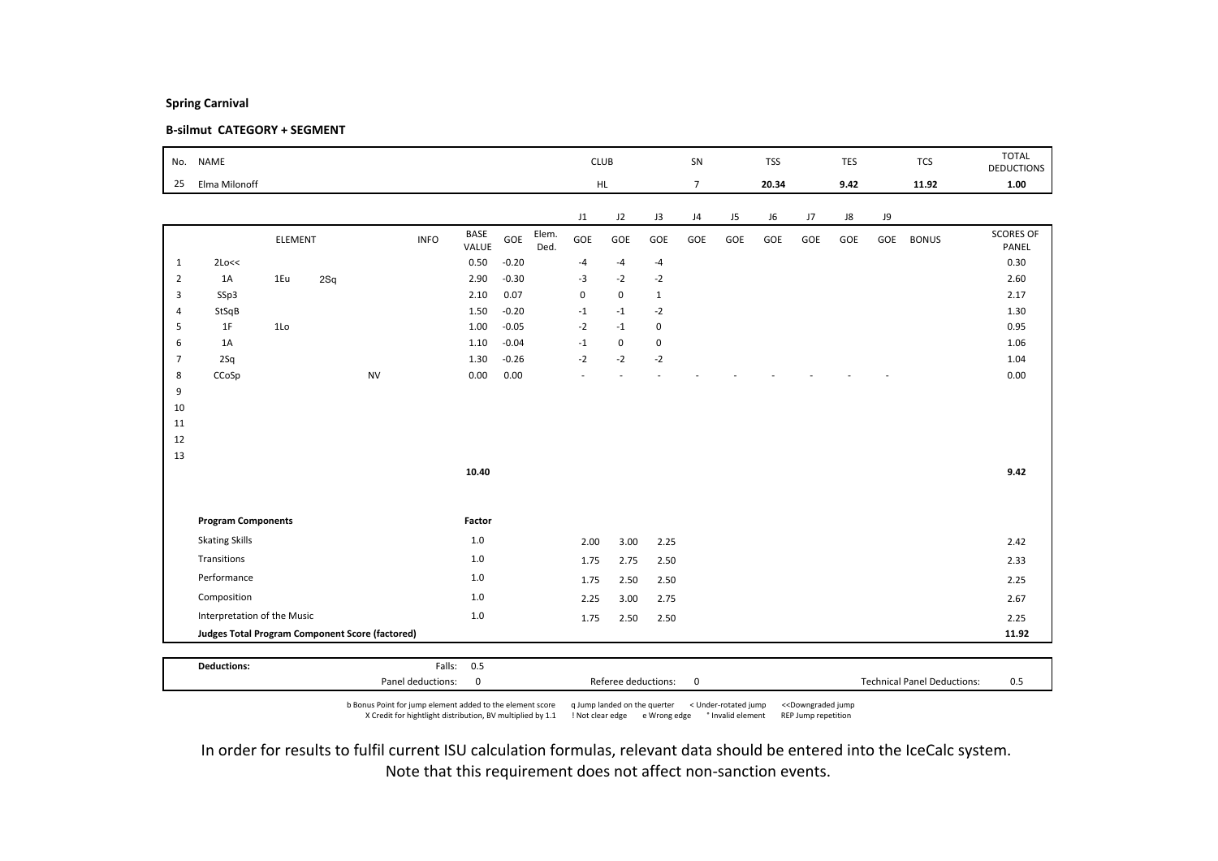**Spring Carnival**

**B-silmut CATEGORY + SEGMENT**

| No. | NAME | CLUB | SN | TSS | TES | TCS | TOTAL DEDUCTIONS |
|---|---|---|---|---|---|---|---|
| 25 | Elma Milonoff | HL | 7 | 20.34 | 9.42 | 11.92 | 1.00 |

| | ELEMENT | | | INFO | BASE VALUE | GOE | Elem. Ded. | J1 GOE | J2 GOE | J3 GOE | J4 GOE | J5 GOE | J6 GOE | J7 GOE | J8 GOE | J9 GOE | BONUS | SCORES OF PANEL |
|---|---|---|---|---|---|---|---|---|---|---|---|---|---|---|---|---|---|---|
| 1 | 2Lo<< | | | | 0.50 | -0.20 | | -4 | -4 | -4 | | | | | | | | 0.30 |
| 2 | 1A | 1Eu | 2Sq | | 2.90 | -0.30 | | -3 | -2 | -2 | | | | | | | | 2.60 |
| 3 | SSp3 | | | | 2.10 | 0.07 | | 0 | 0 | 1 | | | | | | | | 2.17 |
| 4 | StSqB | | | | 1.50 | -0.20 | | -1 | -1 | -2 | | | | | | | | 1.30 |
| 5 | 1F | 1Lo | | | 1.00 | -0.05 | | -2 | -1 | 0 | | | | | | | | 0.95 |
| 6 | 1A | | | | 1.10 | -0.04 | | -1 | 0 | 0 | | | | | | | | 1.06 |
| 7 | 2Sq | | | | 1.30 | -0.26 | | -2 | -2 | -2 | | | | | | | | 1.04 |
| 8 | CCoSp | | | NV | 0.00 | 0.00 | | - | - | - | - | - | - | - | - | - | | 0.00 |
| 9 | | | | | | | | | | | | | | | | | | |
| 10 | | | | | | | | | | | | | | | | | | |
| 11 | | | | | | | | | | | | | | | | | | |
| 12 | | | | | | | | | | | | | | | | | | |
| 13 | | | | | | | | | | | | | | | | | | |
| | | | | | 10.40 | | | | | | | | | | | | | 9.42 |

| Program Components | Factor | J1 | J2 | J3 | SCORES OF PANEL |
|---|---|---|---|---|---|
| Skating Skills | 1.0 | 2.00 | 3.00 | 2.25 | 2.42 |
| Transitions | 1.0 | 1.75 | 2.75 | 2.50 | 2.33 |
| Performance | 1.0 | 1.75 | 2.50 | 2.50 | 2.25 |
| Composition | 1.0 | 2.25 | 3.00 | 2.75 | 2.67 |
| Interpretation of the Music | 1.0 | 1.75 | 2.50 | 2.50 | 2.25 |
| **Judges Total Program Component Score (factored)** | | | | | **11.92** |

| **Deductions:** | Falls: 0.5 | | |
|---|---|---|---|
| | Panel deductions: 0 | Referee deductions: 0 | Technical Panel Deductions: 0.5 |

b Bonus Point for jump element added to the element score    q Jump landed on the querter    < Under-rotated jump    <<Downgraded jump
X Credit for hightlight distribution, BV multiplied by 1.1    ! Not clear edge    e Wrong edge    * Invalid element    REP Jump repetition

In order for results to fulfil current ISU calculation formulas, relevant data should be entered into the IceCalc system.
Note that this requirement does not affect non-sanction events.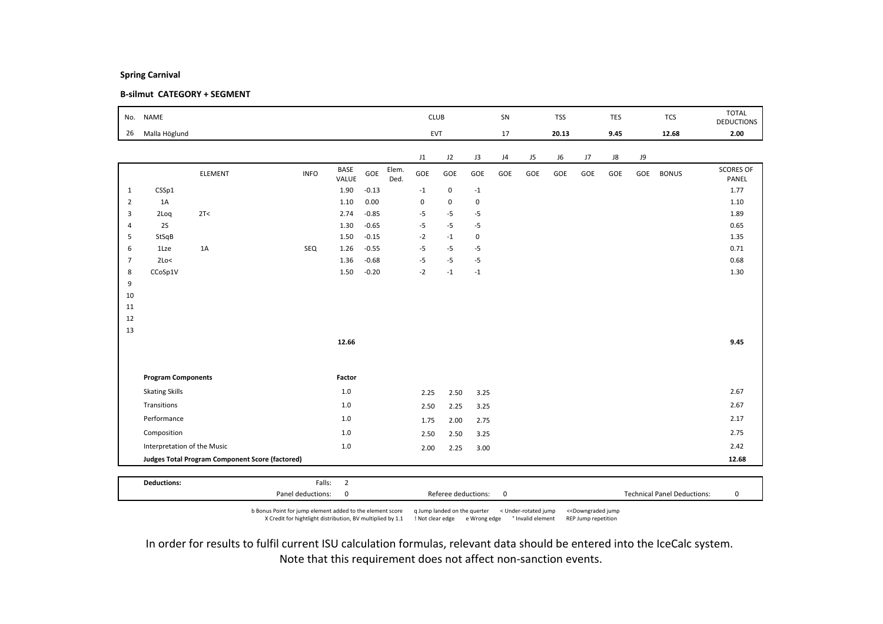**Spring Carnival**

**B-silmut CATEGORY + SEGMENT**

| No. | NAME | CLUB | SN | TSS | TES | TCS | TOTAL DEDUCTIONS |
|---|---|---|---|---|---|---|---|
| 26 | Malla Höglund | EVT | 17 | 20.13 | 9.45 | 12.68 | 2.00 |

| | ELEMENT | | INFO | BASE VALUE | GOE | Elem. Ded. | J1 GOE | J2 GOE | J3 GOE | J4 GOE | J5 GOE | J6 GOE | J7 GOE | J8 GOE | J9 GOE | BONUS | SCORES OF PANEL |
|---|---|---|---|---|---|---|---|---|---|---|---|---|---|---|---|---|---|
| 1 | CSSp1 | | | 1.90 | -0.13 | | -1 | 0 | -1 | | | | | | | | 1.77 |
| 2 | 1A | | | 1.10 | 0.00 | | 0 | 0 | 0 | | | | | | | | 1.10 |
| 3 | 2Loq | 2T< | | 2.74 | -0.85 | | -5 | -5 | -5 | | | | | | | | 1.89 |
| 4 | 2S | | | 1.30 | -0.65 | | -5 | -5 | -5 | | | | | | | | 0.65 |
| 5 | StSqB | | | 1.50 | -0.15 | | -2 | -1 | 0 | | | | | | | | 1.35 |
| 6 | 1Lze | 1A | SEQ | 1.26 | -0.55 | | -5 | -5 | -5 | | | | | | | | 0.71 |
| 7 | 2Lo< | | | 1.36 | -0.68 | | -5 | -5 | -5 | | | | | | | | 0.68 |
| 8 | CCoSp1V | | | 1.50 | -0.20 | | -2 | -1 | -1 | | | | | | | | 1.30 |
| 9 | | | | | | | | | | | | | | | | | |
| 10 | | | | | | | | | | | | | | | | | |
| 11 | | | | | | | | | | | | | | | | | |
| 12 | | | | | | | | | | | | | | | | | |
| 13 | | | | | | | | | | | | | | | | | |
| | | | | 12.66 | | | | | | | | | | | | | 9.45 |

| Program Components | Factor | J1 | J2 | J3 | | Scores of Panel |
|---|---|---|---|---|---|---|
| Skating Skills | 1.0 | 2.25 | 2.50 | 3.25 | | 2.67 |
| Transitions | 1.0 | 2.50 | 2.25 | 3.25 | | 2.67 |
| Performance | 1.0 | 1.75 | 2.00 | 2.75 | | 2.17 |
| Composition | 1.0 | 2.50 | 2.50 | 3.25 | | 2.75 |
| Interpretation of the Music | 1.0 | 2.00 | 2.25 | 3.00 | | 2.42 |
| **Judges Total Program Component Score (factored)** | | | | | | **12.68** |

**Deductions:** Falls: 2

Panel deductions: 0 | Referee deductions: 0 | Technical Panel Deductions: 0

b Bonus Point for jump element added to the element score q Jump landed on the querter < Under-rotated jump << Downgraded jump
X Credit for hightlight distribution, BV multiplied by 1.1 ! Not clear edge e Wrong edge * Invalid element REP Jump repetition

In order for results to fulfil current ISU calculation formulas, relevant data should be entered into the IceCalc system.
Note that this requirement does not affect non-sanction events.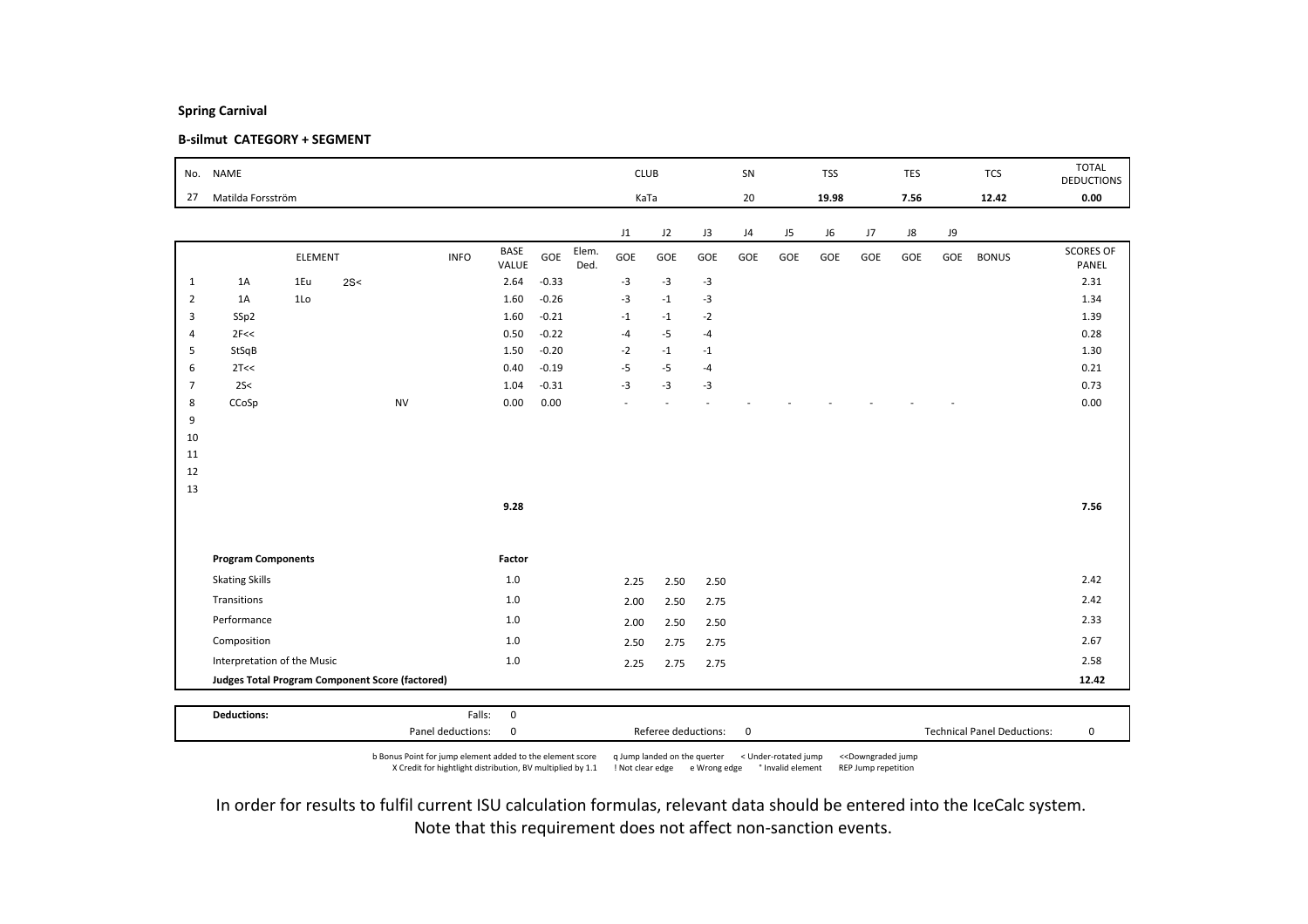**Spring Carnival**

**B-silmut CATEGORY + SEGMENT**

| No. | NAME | CLUB | SN | TSS | TES | TCS | TOTAL DEDUCTIONS |
|---|---|---|---|---|---|---|---|
| 27 | Matilda Forsström | KaTa | 20 | **19.98** | **7.56** | **12.42** | **0.00** |

| | ELEMENT | | | INFO | BASE VALUE | GOE | Elem. Ded. | J1 GOE | J2 GOE | J3 GOE | J4 GOE | J5 GOE | J6 GOE | J7 GOE | J8 GOE | J9 GOE | BONUS | SCORES OF PANEL |
|---|---|---|---|---|---|---|---|---|---|---|---|---|---|---|---|---|---|---|
| 1 | 1A | 1Eu | 2S< | | 2.64 | -0.33 | | -3 | -3 | -3 | | | | | | | | 2.31 |
| 2 | 1A | 1Lo | | | 1.60 | -0.26 | | -3 | -1 | -3 | | | | | | | | 1.34 |
| 3 | SSp2 | | | | 1.60 | -0.21 | | -1 | -1 | -2 | | | | | | | | 1.39 |
| 4 | 2F<< | | | | 0.50 | -0.22 | | -4 | -5 | -4 | | | | | | | | 0.28 |
| 5 | StSqB | | | | 1.50 | -0.20 | | -2 | -1 | -1 | | | | | | | | 1.30 |
| 6 | 2T<< | | | | 0.40 | -0.19 | | -5 | -5 | -4 | | | | | | | | 0.21 |
| 7 | 2S< | | | | 1.04 | -0.31 | | -3 | -3 | -3 | | | | | | | | 0.73 |
| 8 | CCoSp | | | NV | 0.00 | 0.00 | | - | - | - | - | - | - | - | - | - | | 0.00 |
| 9 | | | | | | | | | | | | | | | | | | |
| 10 | | | | | | | | | | | | | | | | | | |
| 11 | | | | | | | | | | | | | | | | | | |
| 12 | | | | | | | | | | | | | | | | | | |
| 13 | | | | | | | | | | | | | | | | | | |
| | | | | | **9.28** | | | | | | | | | | | | | **7.56** |

| **Program Components** | **Factor** | J1 | J2 | J3 | Score |
|---|---|---|---|---|---|
| Skating Skills | 1.0 | 2.25 | 2.50 | 2.50 | 2.42 |
| Transitions | 1.0 | 2.00 | 2.50 | 2.75 | 2.42 |
| Performance | 1.0 | 2.00 | 2.50 | 2.50 | 2.33 |
| Composition | 1.0 | 2.50 | 2.75 | 2.75 | 2.67 |
| Interpretation of the Music | 1.0 | 2.25 | 2.75 | 2.75 | 2.58 |
| **Judges Total Program Component Score (factored)** | | | | | **12.42** |

| **Deductions:** | Falls: | 0 | | | | |
|---|---|---|---|---|---|---|
| | Panel deductions: | 0 | Referee deductions: | 0 | Technical Panel Deductions: | 0 |

b Bonus Point for jump element added to the element score q Jump landed on the querter < Under-rotated jump <<Downgraded jump
X Credit for hightlight distribution, BV multiplied by 1.1 ! Not clear edge e Wrong edge * Invalid element REP Jump repetition

In order for results to fulfil current ISU calculation formulas, relevant data should be entered into the IceCalc system.
Note that this requirement does not affect non-sanction events.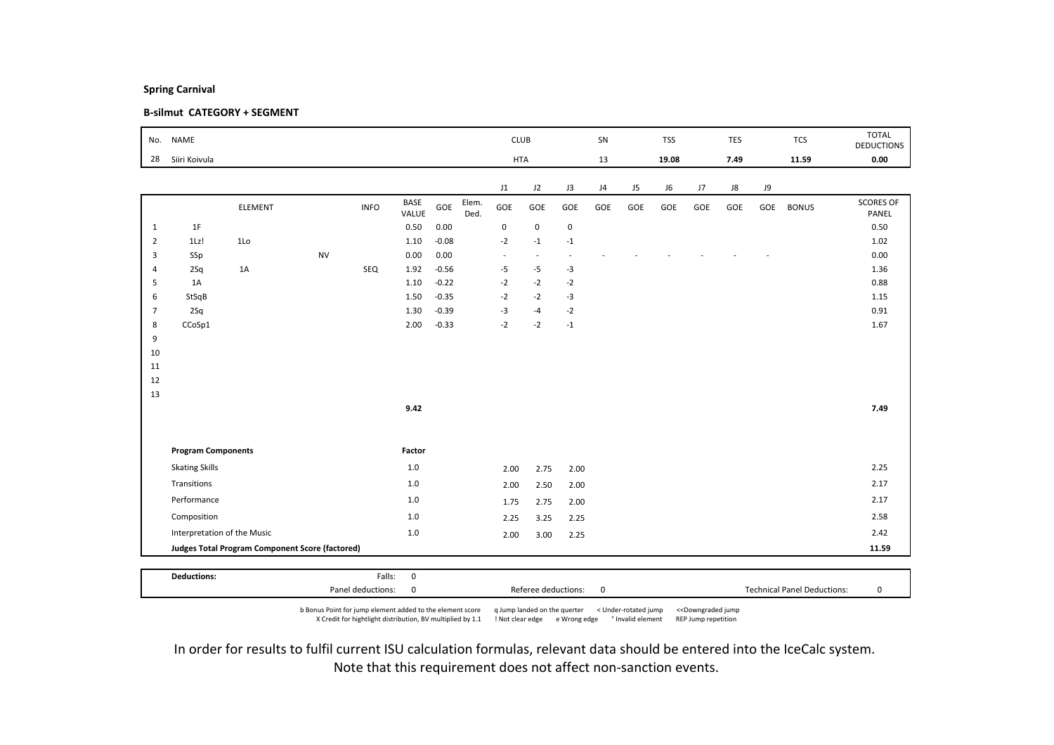**Spring Carnival**

**B-silmut CATEGORY + SEGMENT**

| No. | NAME | CLUB | SN | TSS | TES | TCS | TOTAL DEDUCTIONS |
|---|---|---|---|---|---|---|---|
| 28 | Siiri Koivula | HTA | 13 | 19.08 | 7.49 | 11.59 | 0.00 |

| | ELEMENT | | | INFO | BASE VALUE | GOE | Elem. Ded. | J1 GOE | J2 GOE | J3 GOE | J4 GOE | J5 GOE | J6 GOE | J7 GOE | J8 GOE | J9 GOE | BONUS | SCORES OF PANEL |
|---|---|---|---|---|---|---|---|---|---|---|---|---|---|---|---|---|---|---|
| 1 | 1F | | | | 0.50 | 0.00 | | 0 | 0 | 0 | | | | | | | | 0.50 |
| 2 | 1Lz! | 1Lo | | | 1.10 | -0.08 | | -2 | -1 | -1 | | | | | | | | 1.02 |
| 3 | SSp | | NV | | 0.00 | 0.00 | | - | - | - | - | - | - | - | - | - | | 0.00 |
| 4 | 2Sq | 1A | | SEQ | 1.92 | -0.56 | | -5 | -5 | -3 | | | | | | | | 1.36 |
| 5 | 1A | | | | 1.10 | -0.22 | | -2 | -2 | -2 | | | | | | | | 0.88 |
| 6 | StSqB | | | | 1.50 | -0.35 | | -2 | -2 | -3 | | | | | | | | 1.15 |
| 7 | 2Sq | | | | 1.30 | -0.39 | | -3 | -4 | -2 | | | | | | | | 0.91 |
| 8 | CCoSp1 | | | | 2.00 | -0.33 | | -2 | -2 | -1 | | | | | | | | 1.67 |
| 9 | | | | | | | | | | | | | | | | | | |
| 10 | | | | | | | | | | | | | | | | | | |
| 11 | | | | | | | | | | | | | | | | | | |
| 12 | | | | | | | | | | | | | | | | | | |
| 13 | | | | | | | | | | | | | | | | | | |
| | | | | | 9.42 | | | | | | | | | | | | | 7.49 |

| Program Components | Factor | J1 | J2 | J3 | Scores of Panel |
|---|---|---|---|---|---|
| Skating Skills | 1.0 | 2.00 | 2.75 | 2.00 | 2.25 |
| Transitions | 1.0 | 2.00 | 2.50 | 2.00 | 2.17 |
| Performance | 1.0 | 1.75 | 2.75 | 2.00 | 2.17 |
| Composition | 1.0 | 2.25 | 3.25 | 2.25 | 2.58 |
| Interpretation of the Music | 1.0 | 2.00 | 3.00 | 2.25 | 2.42 |
| **Judges Total Program Component Score (factored)** | | | | | **11.59** |

| **Deductions:** | Falls: | 0 | | | | |
|---|---|---|---|---|---|---|
| | Panel deductions: | 0 | Referee deductions: | 0 | Technical Panel Deductions: | 0 |

b Bonus Point for jump element added to the element score q Jump landed on the querter < Under-rotated jump << Downgraded jump
X Credit for hightlight distribution, BV multiplied by 1.1 ! Not clear edge e Wrong edge * Invalid element REP Jump repetition

In order for results to fulfil current ISU calculation formulas, relevant data should be entered into the IceCalc system.
Note that this requirement does not affect non-sanction events.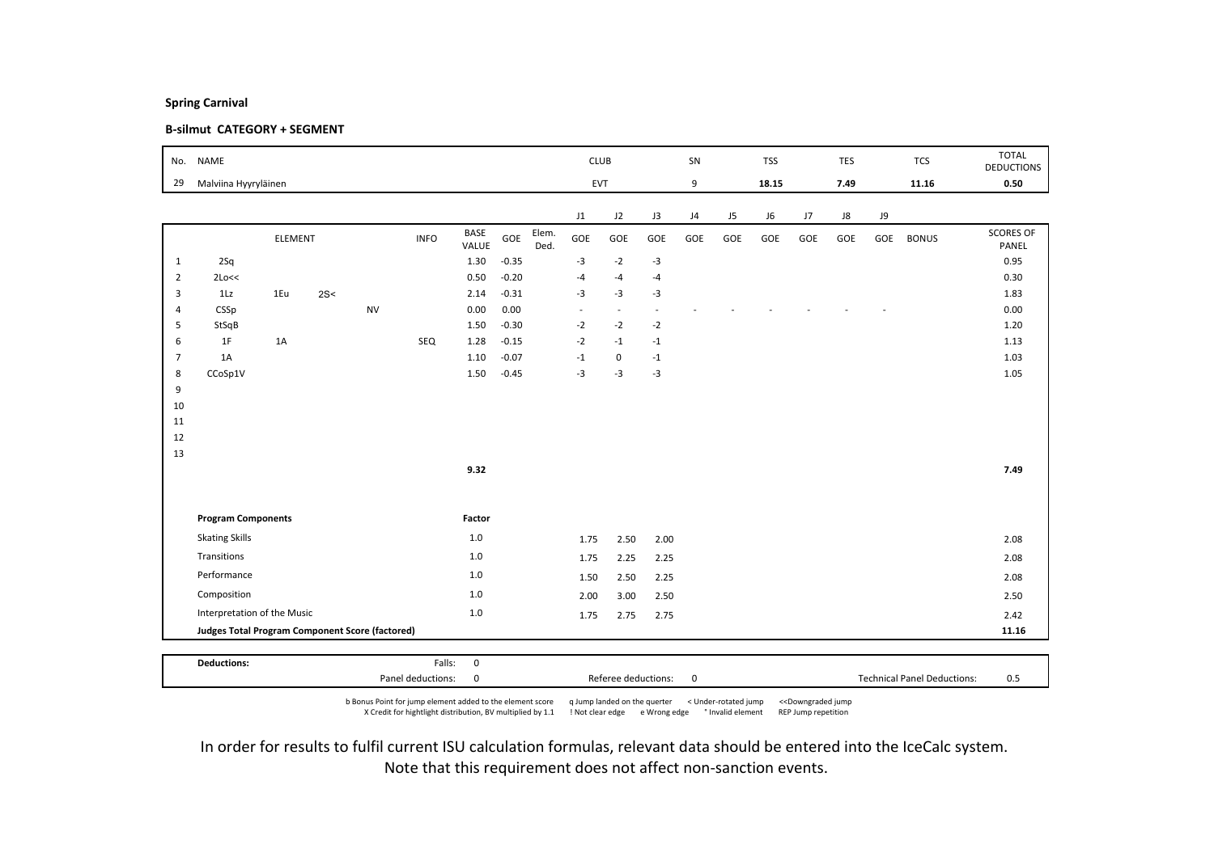**Spring Carnival**

**B-silmut CATEGORY + SEGMENT**

| No. | NAME | CLUB | SN | TSS | TES | TCS | TOTAL DEDUCTIONS |
|---|---|---|---|---|---|---|---|
| 29 | Malviina Hyyryläinen | EVT | 9 | 18.15 | 7.49 | 11.16 | 0.50 |

| | ELEMENT | INFO | BASE VALUE | GOE | Elem. Ded. | J1 GOE | J2 GOE | J3 GOE | J4 GOE | J5 GOE | J6 GOE | J7 GOE | J8 GOE | J9 GOE | BONUS | SCORES OF PANEL |
|---|---|---|---|---|---|---|---|---|---|---|---|---|---|---|---|---|
| 1 | 2Sq | | 1.30 | -0.35 | | -3 | -2 | -3 | | | | | | | | 0.95 |
| 2 | 2Lo<< | | 0.50 | -0.20 | | -4 | -4 | -4 | | | | | | | | 0.30 |
| 3 | 1Lz 1Eu 2S< | | 2.14 | -0.31 | | -3 | -3 | -3 | | | | | | | | 1.83 |
| 4 | CSSp NV | | 0.00 | 0.00 | | - | - | - | - | - | - | - | - | - | | 0.00 |
| 5 | StSqB | | 1.50 | -0.30 | | -2 | -2 | -2 | | | | | | | | 1.20 |
| 6 | 1F 1A | SEQ | 1.28 | -0.15 | | -2 | -1 | -1 | | | | | | | | 1.13 |
| 7 | 1A | | 1.10 | -0.07 | | -1 | 0 | -1 | | | | | | | | 1.03 |
| 8 | CCoSp1V | | 1.50 | -0.45 | | -3 | -3 | -3 | | | | | | | | 1.05 |
| 9 | | | | | | | | | | | | | | | | |
| 10 | | | | | | | | | | | | | | | | |
| 11 | | | | | | | | | | | | | | | | |
| 12 | | | | | | | | | | | | | | | | |
| 13 | | | | | | | | | | | | | | | | |
| | | | 9.32 | | | | | | | | | | | | | 7.49 |

| Program Components | Factor | J1 | J2 | J3 | J4 | J5 | J6 | J7 | J8 | J9 | SCORES OF PANEL |
|---|---|---|---|---|---|---|---|---|---|---|---|
| Skating Skills | 1.0 | 1.75 | 2.50 | 2.00 | | | | | | | 2.08 |
| Transitions | 1.0 | 1.75 | 2.25 | 2.25 | | | | | | | 2.08 |
| Performance | 1.0 | 1.50 | 2.50 | 2.25 | | | | | | | 2.08 |
| Composition | 1.0 | 2.00 | 3.00 | 2.50 | | | | | | | 2.50 |
| Interpretation of the Music | 1.0 | 1.75 | 2.75 | 2.75 | | | | | | | 2.42 |
| **Judges Total Program Component Score (factored)** | | | | | | | | | | | **11.16** |

| **Deductions:** | | | |
|---|---|---|---|
| Falls: | 0 | | |
| Panel deductions: | 0 | Referee deductions: 0 | Technical Panel Deductions: 0.5 |

b Bonus Point for jump element added to the element score q Jump landed on the quarter < Under-rotated jump << Downgraded jump
X Credit for hightlight distribution, BV multiplied by 1.1 ! Not clear edge e Wrong edge * Invalid element REP Jump repetition

In order for results to fulfil current ISU calculation formulas, relevant data should be entered into the IceCalc system.
Note that this requirement does not affect non-sanction events.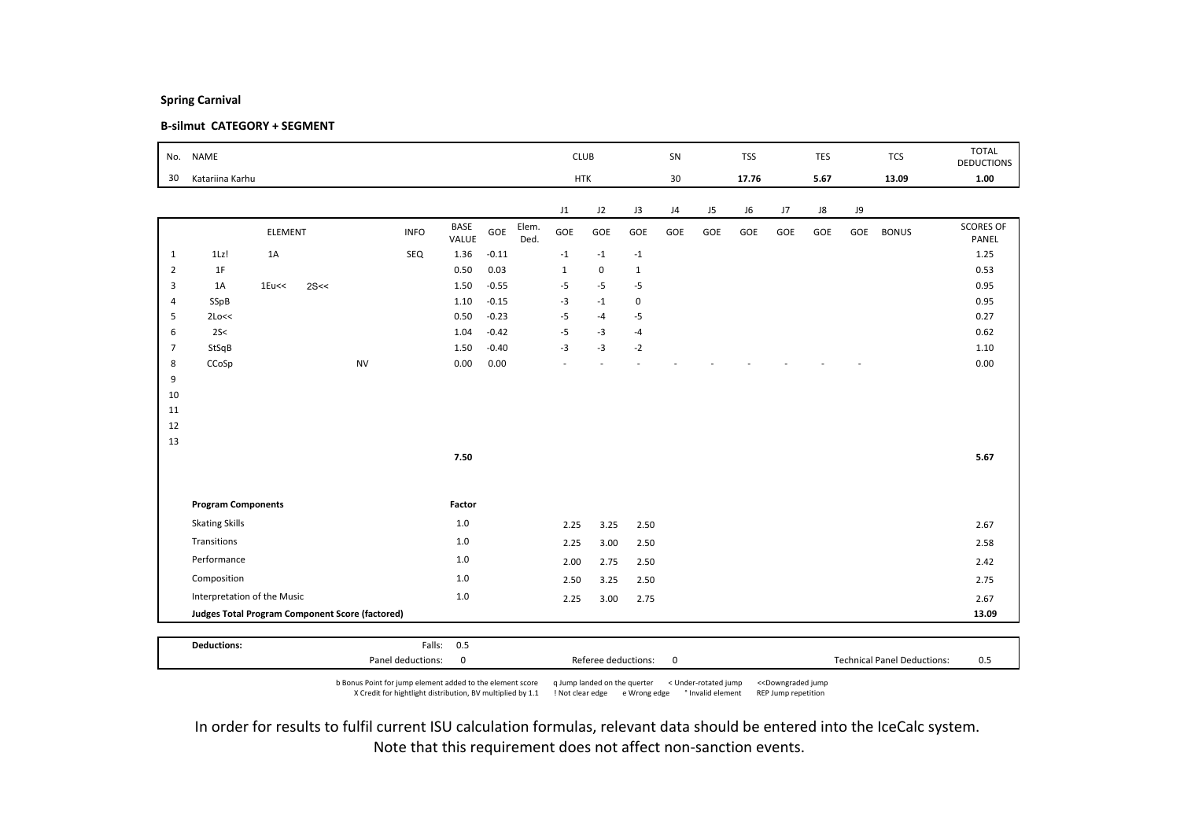**Spring Carnival**

**B-silmut CATEGORY + SEGMENT**

| No. | NAME | CLUB | SN | TSS | TES | TCS | TOTAL DEDUCTIONS |
|---|---|---|---|---|---|---|---|
| 30 | Katariina Karhu | HTK | 30 | 17.76 | 5.67 | 13.09 | 1.00 |

| No. | ELEMENT | | | INFO | BASE VALUE | GOE | Elem. Ded. | J1 GOE | J2 GOE | J3 GOE | J4 GOE | J5 GOE | J6 GOE | J7 GOE | J8 GOE | J9 GOE | BONUS | SCORES OF PANEL |
|---|---|---|---|---|---|---|---|---|---|---|---|---|---|---|---|---|---|---|
| 1 | 1Lz! | 1A | | SEQ | 1.36 | -0.11 | | -1 | -1 | -1 | | | | | | | | 1.25 |
| 2 | 1F | | | | 0.50 | 0.03 | | 1 | 0 | 1 | | | | | | | | 0.53 |
| 3 | 1A | 1Eu<< | 2S<< | | 1.50 | -0.55 | | -5 | -5 | -5 | | | | | | | | 0.95 |
| 4 | SSpB | | | | 1.10 | -0.15 | | -3 | -1 | 0 | | | | | | | | 0.95 |
| 5 | 2Lo<< | | | | 0.50 | -0.23 | | -5 | -4 | -5 | | | | | | | | 0.27 |
| 6 | 2S< | | | | 1.04 | -0.42 | | -5 | -3 | -4 | | | | | | | | 0.62 |
| 7 | StSqB | | | | 1.50 | -0.40 | | -3 | -3 | -2 | | | | | | | | 1.10 |
| 8 | CCoSp | | NV | | 0.00 | 0.00 | | - | - | - | - | - | - | - | - | - | | 0.00 |
| 9 | | | | | | | | | | | | | | | | | | |
| 10 | | | | | | | | | | | | | | | | | | |
| 11 | | | | | | | | | | | | | | | | | | |
| 12 | | | | | | | | | | | | | | | | | | |
| 13 | | | | | | | | | | | | | | | | | | |
| | | | | | 7.50 | | | | | | | | | | | | | 5.67 |

| Program Components | Factor | J1 | J2 | J3 | | Scores of Panel |
|---|---|---|---|---|---|---|
| Skating Skills | 1.0 | 2.25 | 3.25 | 2.50 | | 2.67 |
| Transitions | 1.0 | 2.25 | 3.00 | 2.50 | | 2.58 |
| Performance | 1.0 | 2.00 | 2.75 | 2.50 | | 2.42 |
| Composition | 1.0 | 2.50 | 3.25 | 2.50 | | 2.75 |
| Interpretation of the Music | 1.0 | 2.25 | 3.00 | 2.75 | | 2.67 |
| **Judges Total Program Component Score (factored)** | | | | | | **13.09** |

| **Deductions:** | Falls: 0.5 | | |
|---|---|---|---|
| | Panel deductions: 0 | Referee deductions: 0 | Technical Panel Deductions: 0.5 |

b Bonus Point for jump element added to the element score
X Credit for hightlight distribution, BV multiplied by 1.1
q Jump landed on the quarter
! Not clear edge
e Wrong edge
< Under-rotated jump
* Invalid element
<<Downgraded jump
REP Jump repetition

In order for results to fulfil current ISU calculation formulas, relevant data should be entered into the IceCalc system.
Note that this requirement does not affect non-sanction events.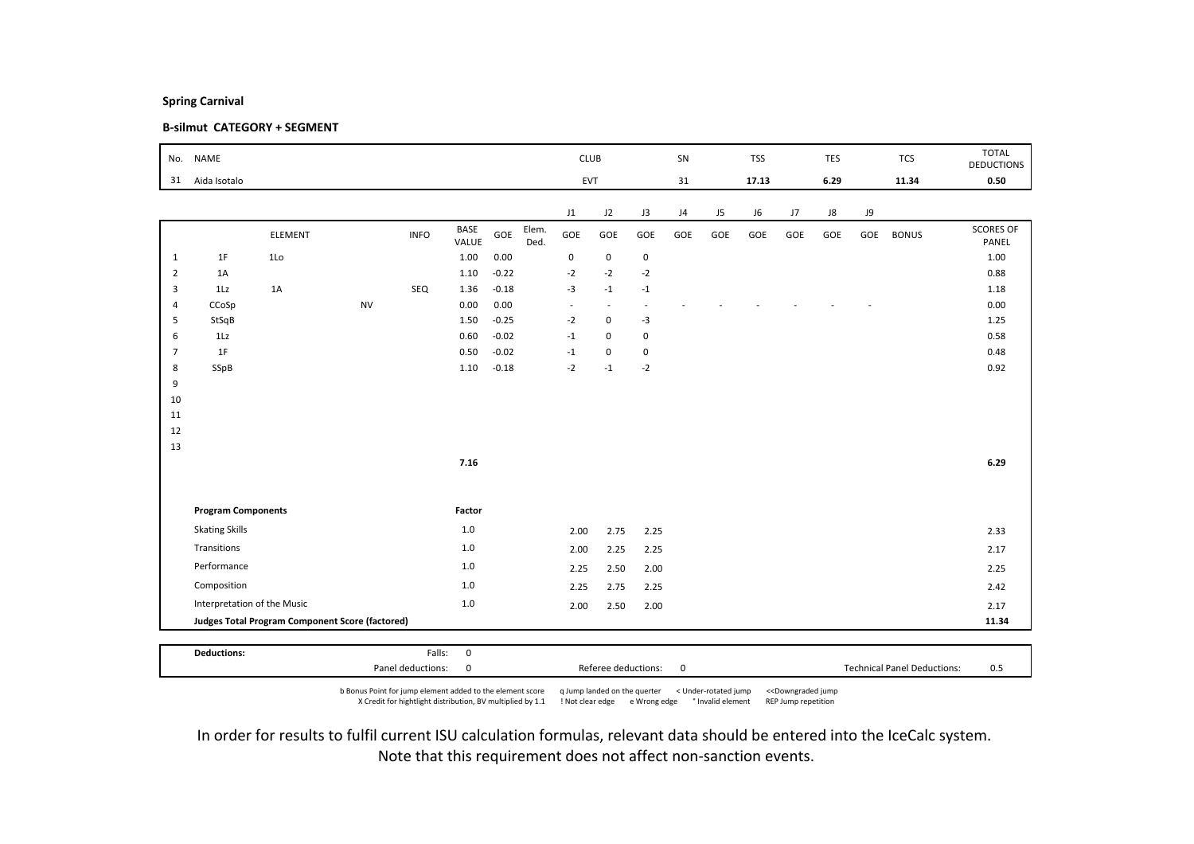**Spring Carnival**

**B-silmut CATEGORY + SEGMENT**

| No. | NAME | CLUB | SN | TSS | TES | TCS | TOTAL DEDUCTIONS |
|---|---|---|---|---|---|---|---|
| 31 | Aida Isotalo | EVT | 31 | **17.13** | **6.29** | **11.34** | **0.50** |

| | | ELEMENT | | INFO | BASE VALUE | GOE | Elem. Ded. | J1 GOE | J2 GOE | J3 GOE | J4 GOE | J5 GOE | J6 GOE | J7 GOE | J8 GOE | J9 GOE | BONUS | SCORES OF PANEL |
|---|---|---|---|---|---|---|---|---|---|---|---|---|---|---|---|---|---|---|
| 1 | 1F | 1Lo | | | 1.00 | 0.00 | | 0 | 0 | 0 | | | | | | | | 1.00 |
| 2 | 1A | | | | 1.10 | -0.22 | | -2 | -2 | -2 | | | | | | | | 0.88 |
| 3 | 1Lz | 1A | | SEQ | 1.36 | -0.18 | | -3 | -1 | -1 | | | | | | | | 1.18 |
| 4 | CCoSp | | NV | | 0.00 | 0.00 | | - | - | - | - | - | - | - | - | - | | 0.00 |
| 5 | StSqB | | | | 1.50 | -0.25 | | -2 | 0 | -3 | | | | | | | | 1.25 |
| 6 | 1Lz | | | | 0.60 | -0.02 | | -1 | 0 | 0 | | | | | | | | 0.58 |
| 7 | 1F | | | | 0.50 | -0.02 | | -1 | 0 | 0 | | | | | | | | 0.48 |
| 8 | SSpB | | | | 1.10 | -0.18 | | -2 | -1 | -2 | | | | | | | | 0.92 |
| 9 | | | | | | | | | | | | | | | | | | |
| 10 | | | | | | | | | | | | | | | | | | |
| 11 | | | | | | | | | | | | | | | | | | |
| 12 | | | | | | | | | | | | | | | | | | |
| 13 | | | | | | | | | | | | | | | | | | |
| | | | | | **7.16** | | | | | | | | | | | | | **6.29** |

| Program Components | Factor | J1 | J2 | J3 | SCORES OF PANEL |
|---|---|---|---|---|---|
| Skating Skills | 1.0 | 2.00 | 2.75 | 2.25 | 2.33 |
| Transitions | 1.0 | 2.00 | 2.25 | 2.25 | 2.17 |
| Performance | 1.0 | 2.25 | 2.50 | 2.00 | 2.25 |
| Composition | 1.0 | 2.25 | 2.75 | 2.25 | 2.42 |
| Interpretation of the Music | 1.0 | 2.00 | 2.50 | 2.00 | 2.17 |
| **Judges Total Program Component Score (factored)** | | | | | **11.34** |

| **Deductions:** | | | |
|---|---|---|---|
| Falls: 0 | | | |
| Panel deductions: 0 | Referee deductions: 0 | Technical Panel Deductions: | 0.5 |

b Bonus Point for jump element added to the element score  q Jump landed on the querter  < Under-rotated jump  <<Downgraded jump
X Credit for hightlight distribution, BV multiplied by 1.1  ! Not clear edge  e Wrong edge  * Invalid element  REP Jump repetition

In order for results to fulfil current ISU calculation formulas, relevant data should be entered into the IceCalc system.
Note that this requirement does not affect non-sanction events.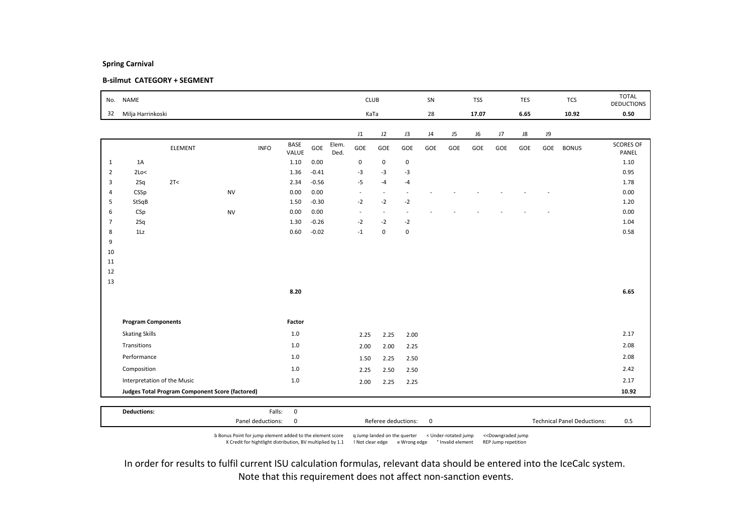**Spring Carnival**

**B-silmut CATEGORY + SEGMENT**

| No. | NAME | CLUB | SN | TSS | TES | TCS | TOTAL DEDUCTIONS |
|---|---|---|---|---|---|---|---|
| 32 | Milja Harrinkoski | KaTa | 28 | 17.07 | 6.65 | 10.92 | 0.50 |

| | ELEMENT | | INFO | BASE VALUE | GOE | Elem. Ded. | J1 GOE | J2 GOE | J3 GOE | J4 GOE | J5 GOE | J6 GOE | J7 GOE | J8 GOE | J9 GOE | BONUS | SCORES OF PANEL |
|---|---|---|---|---|---|---|---|---|---|---|---|---|---|---|---|---|---|
| 1 | 1A | | | 1.10 | 0.00 | | 0 | 0 | 0 | | | | | | | | 1.10 |
| 2 | 2Lo< | | | 1.36 | -0.41 | | -3 | -3 | -3 | | | | | | | | 0.95 |
| 3 | 2Sq | 2T< | | 2.34 | -0.56 | | -5 | -4 | -4 | | | | | | | | 1.78 |
| 4 | CSSp | | NV | 0.00 | 0.00 | | - | - | - | - | - | - | - | - | - | | 0.00 |
| 5 | StSqB | | | 1.50 | -0.30 | | -2 | -2 | -2 | | | | | | | | 1.20 |
| 6 | CSp | | NV | 0.00 | 0.00 | | - | - | - | - | - | - | - | - | - | | 0.00 |
| 7 | 2Sq | | | 1.30 | -0.26 | | -2 | -2 | -2 | | | | | | | | 1.04 |
| 8 | 1Lz | | | 0.60 | -0.02 | | -1 | 0 | 0 | | | | | | | | 0.58 |
| 9 | | | | | | | | | | | | | | | | | |
| 10 | | | | | | | | | | | | | | | | | |
| 11 | | | | | | | | | | | | | | | | | |
| 12 | | | | | | | | | | | | | | | | | |
| 13 | | | | | | | | | | | | | | | | | |
| | | | | 8.20 | | | | | | | | | | | | | 6.65 |

| Program Components | Factor | J1 | J2 | J3 | | Scores of Panel |
|---|---|---|---|---|---|---|
| Skating Skills | 1.0 | 2.25 | 2.25 | 2.00 | | 2.17 |
| Transitions | 1.0 | 2.00 | 2.00 | 2.25 | | 2.08 |
| Performance | 1.0 | 1.50 | 2.25 | 2.50 | | 2.08 |
| Composition | 1.0 | 2.25 | 2.50 | 2.50 | | 2.42 |
| Interpretation of the Music | 1.0 | 2.00 | 2.25 | 2.25 | | 2.17 |
| **Judges Total Program Component Score (factored)** | | | | | | **10.92** |

| **Deductions:** | | | |
|---|---|---|---|
| Falls: | 0 | | |
| Panel deductions: | 0 | Referee deductions: 0 | Technical Panel Deductions: 0.5 |

b Bonus Point for jump element added to the element score   q Jump landed on the querter   < Under-rotated jump   <<Downgraded jump
X Credit for hightlight distribution, BV multiplied by 1.1   ! Not clear edge   e Wrong edge   * Invalid element   REP Jump repetition

In order for results to fulfil current ISU calculation formulas, relevant data should be entered into the IceCalc system.
Note that this requirement does not affect non-sanction events.